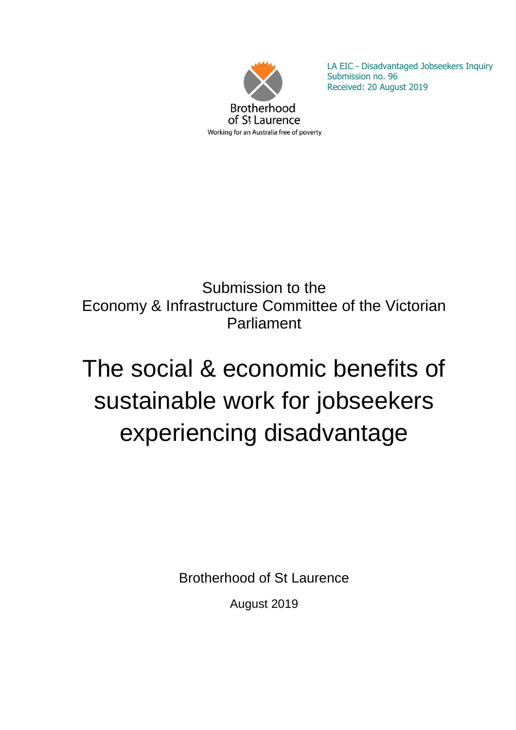LA EIC - Disadvantaged Jobseekers Inquiry
Submission no. 96
Received: 20 August 2019

Brotherhood of St Laurence
Working for an Australia free of poverty

Submission to the
Economy & Infrastructure Committee of the Victorian Parliament

# The social & economic benefits of sustainable work for jobseekers experiencing disadvantage

Brotherhood of St Laurence

August 2019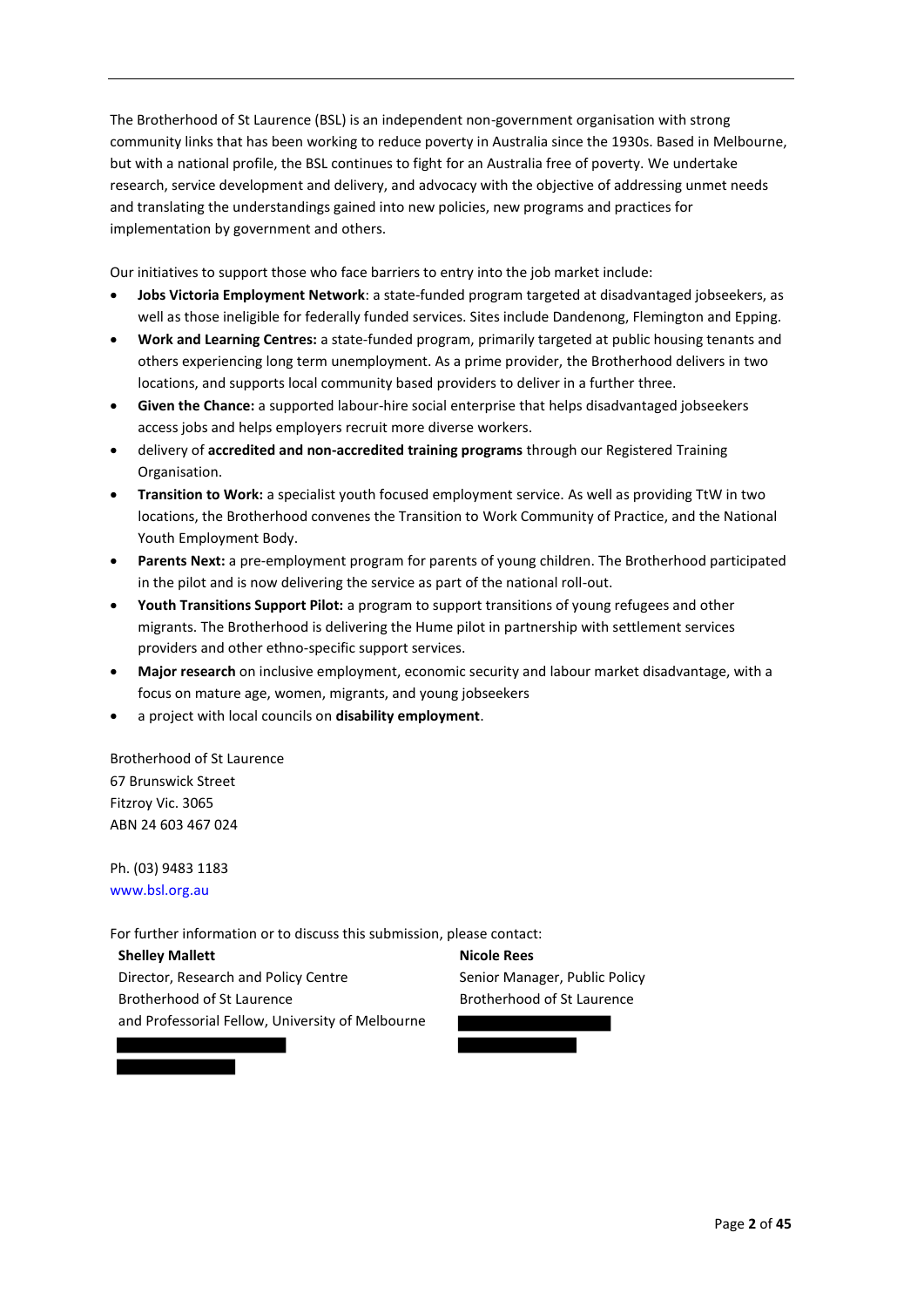The Brotherhood of St Laurence (BSL) is an independent non-government organisation with strong community links that has been working to reduce poverty in Australia since the 1930s. Based in Melbourne, but with a national profile, the BSL continues to fight for an Australia free of poverty. We undertake research, service development and delivery, and advocacy with the objective of addressing unmet needs and translating the understandings gained into new policies, new programs and practices for implementation by government and others.

Our initiatives to support those who face barriers to entry into the job market include:

- **Jobs Victoria Employment Network**: a state-funded program targeted at disadvantaged jobseekers, as well as those ineligible for federally funded services. Sites include Dandenong, Flemington and Epping.
- **Work and Learning Centres:** a state-funded program, primarily targeted at public housing tenants and others experiencing long term unemployment. As a prime provider, the Brotherhood delivers in two locations, and supports local community based providers to deliver in a further three.
- **Given the Chance:** a supported labour-hire social enterprise that helps disadvantaged jobseekers access jobs and helps employers recruit more diverse workers.
- delivery of **accredited and non-accredited training programs** through our Registered Training Organisation.
- **Transition to Work:** a specialist youth focused employment service. As well as providing TtW in two locations, the Brotherhood convenes the Transition to Work Community of Practice, and the National Youth Employment Body.
- **Parents Next:** a pre-employment program for parents of young children. The Brotherhood participated in the pilot and is now delivering the service as part of the national roll-out.
- **Youth Transitions Support Pilot:** a program to support transitions of young refugees and other migrants. The Brotherhood is delivering the Hume pilot in partnership with settlement services providers and other ethno-specific support services.
- **Major research** on inclusive employment, economic security and labour market disadvantage, with a focus on mature age, women, migrants, and young jobseekers
- a project with local councils on **disability employment**.

Brotherhood of St Laurence
67 Brunswick Street
Fitzroy Vic. 3065
ABN 24 603 467 024

Ph. (03) 9483 1183
www.bsl.org.au

For further information or to discuss this submission, please contact:

**Shelley Mallett**
Director, Research and Policy Centre
Brotherhood of St Laurence
and Professorial Fellow, University of Melbourne

**Nicole Rees**
Senior Manager, Public Policy
Brotherhood of St Laurence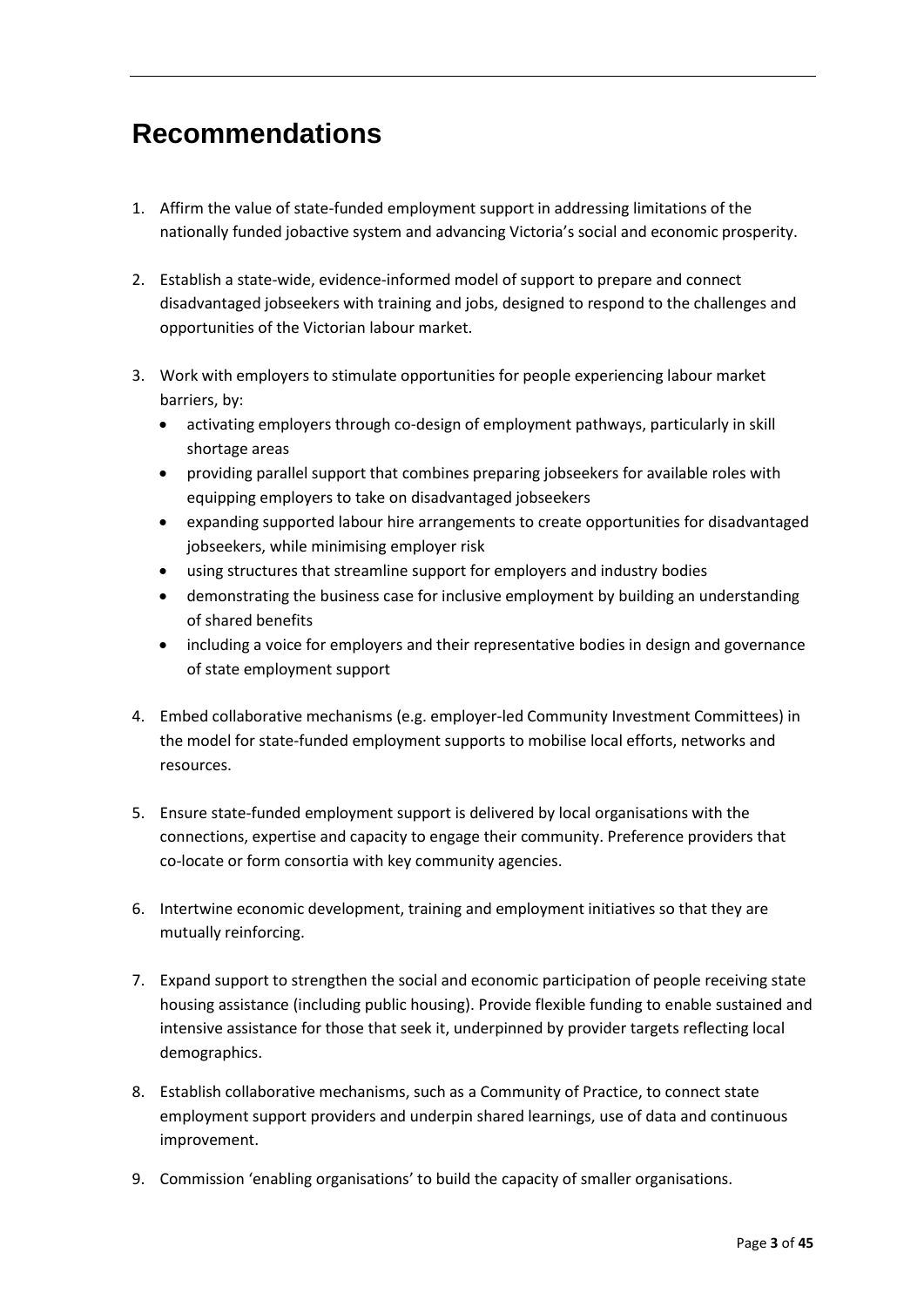# Recommendations

1. Affirm the value of state-funded employment support in addressing limitations of the nationally funded jobactive system and advancing Victoria's social and economic prosperity.

2. Establish a state-wide, evidence-informed model of support to prepare and connect disadvantaged jobseekers with training and jobs, designed to respond to the challenges and opportunities of the Victorian labour market.

3. Work with employers to stimulate opportunities for people experiencing labour market barriers, by:
   - activating employers through co-design of employment pathways, particularly in skill shortage areas
   - providing parallel support that combines preparing jobseekers for available roles with equipping employers to take on disadvantaged jobseekers
   - expanding supported labour hire arrangements to create opportunities for disadvantaged jobseekers, while minimising employer risk
   - using structures that streamline support for employers and industry bodies
   - demonstrating the business case for inclusive employment by building an understanding of shared benefits
   - including a voice for employers and their representative bodies in design and governance of state employment support

4. Embed collaborative mechanisms (e.g. employer-led Community Investment Committees) in the model for state-funded employment supports to mobilise local efforts, networks and resources.

5. Ensure state-funded employment support is delivered by local organisations with the connections, expertise and capacity to engage their community. Preference providers that co-locate or form consortia with key community agencies.

6. Intertwine economic development, training and employment initiatives so that they are mutually reinforcing.

7. Expand support to strengthen the social and economic participation of people receiving state housing assistance (including public housing). Provide flexible funding to enable sustained and intensive assistance for those that seek it, underpinned by provider targets reflecting local demographics.

8. Establish collaborative mechanisms, such as a Community of Practice, to connect state employment support providers and underpin shared learnings, use of data and continuous improvement.

9. Commission 'enabling organisations' to build the capacity of smaller organisations.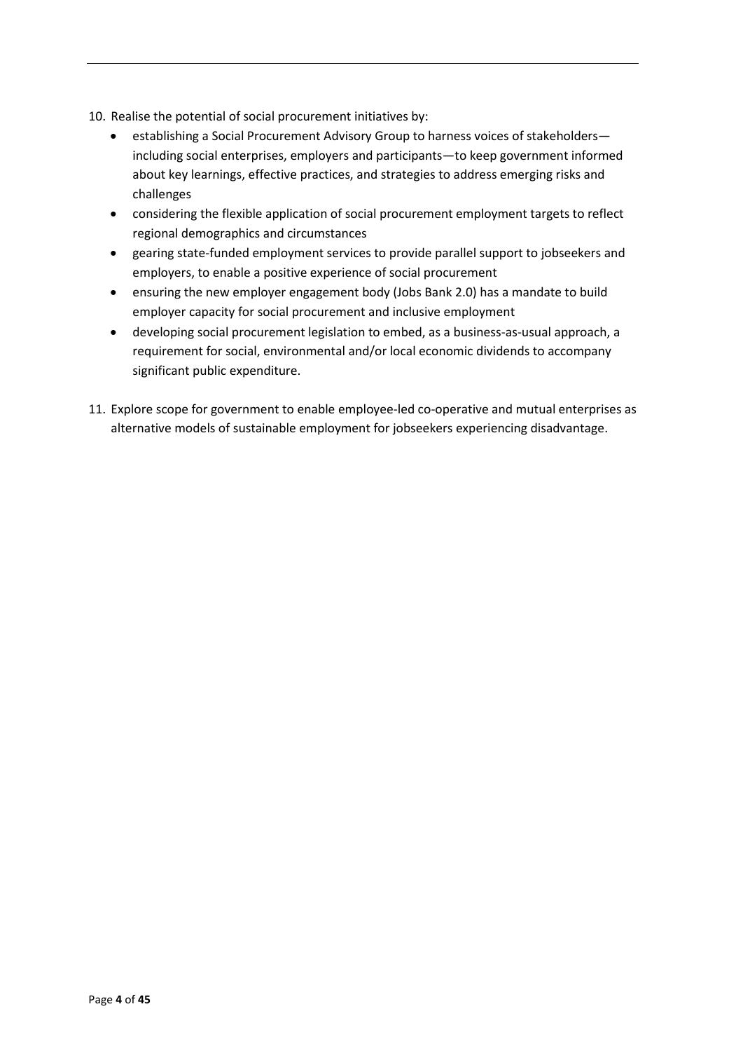10. Realise the potential of social procurement initiatives by:
    - establishing a Social Procurement Advisory Group to harness voices of stakeholders—including social enterprises, employers and participants—to keep government informed about key learnings, effective practices, and strategies to address emerging risks and challenges
    - considering the flexible application of social procurement employment targets to reflect regional demographics and circumstances
    - gearing state-funded employment services to provide parallel support to jobseekers and employers, to enable a positive experience of social procurement
    - ensuring the new employer engagement body (Jobs Bank 2.0) has a mandate to build employer capacity for social procurement and inclusive employment
    - developing social procurement legislation to embed, as a business-as-usual approach, a requirement for social, environmental and/or local economic dividends to accompany significant public expenditure.

11. Explore scope for government to enable employee-led co-operative and mutual enterprises as alternative models of sustainable employment for jobseekers experiencing disadvantage.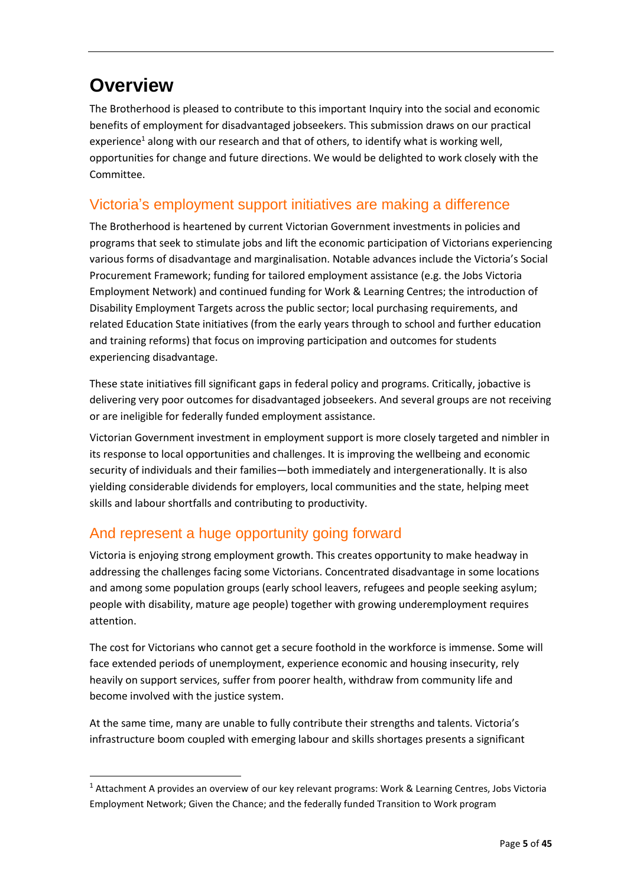# Overview

The Brotherhood is pleased to contribute to this important Inquiry into the social and economic benefits of employment for disadvantaged jobseekers. This submission draws on our practical experience[1] along with our research and that of others, to identify what is working well, opportunities for change and future directions. We would be delighted to work closely with the Committee.

## Victoria's employment support initiatives are making a difference

The Brotherhood is heartened by current Victorian Government investments in policies and programs that seek to stimulate jobs and lift the economic participation of Victorians experiencing various forms of disadvantage and marginalisation. Notable advances include the Victoria's Social Procurement Framework; funding for tailored employment assistance (e.g. the Jobs Victoria Employment Network) and continued funding for Work & Learning Centres; the introduction of Disability Employment Targets across the public sector; local purchasing requirements, and related Education State initiatives (from the early years through to school and further education and training reforms) that focus on improving participation and outcomes for students experiencing disadvantage.

These state initiatives fill significant gaps in federal policy and programs. Critically, jobactive is delivering very poor outcomes for disadvantaged jobseekers. And several groups are not receiving or are ineligible for federally funded employment assistance.

Victorian Government investment in employment support is more closely targeted and nimbler in its response to local opportunities and challenges. It is improving the wellbeing and economic security of individuals and their families—both immediately and intergenerationally. It is also yielding considerable dividends for employers, local communities and the state, helping meet skills and labour shortfalls and contributing to productivity.

## And represent a huge opportunity going forward

Victoria is enjoying strong employment growth. This creates opportunity to make headway in addressing the challenges facing some Victorians. Concentrated disadvantage in some locations and among some population groups (early school leavers, refugees and people seeking asylum; people with disability, mature age people) together with growing underemployment requires attention.

The cost for Victorians who cannot get a secure foothold in the workforce is immense. Some will face extended periods of unemployment, experience economic and housing insecurity, rely heavily on support services, suffer from poorer health, withdraw from community life and become involved with the justice system.

At the same time, many are unable to fully contribute their strengths and talents. Victoria's infrastructure boom coupled with emerging labour and skills shortages presents a significant

[1] Attachment A provides an overview of our key relevant programs: Work & Learning Centres, Jobs Victoria Employment Network; Given the Chance; and the federally funded Transition to Work program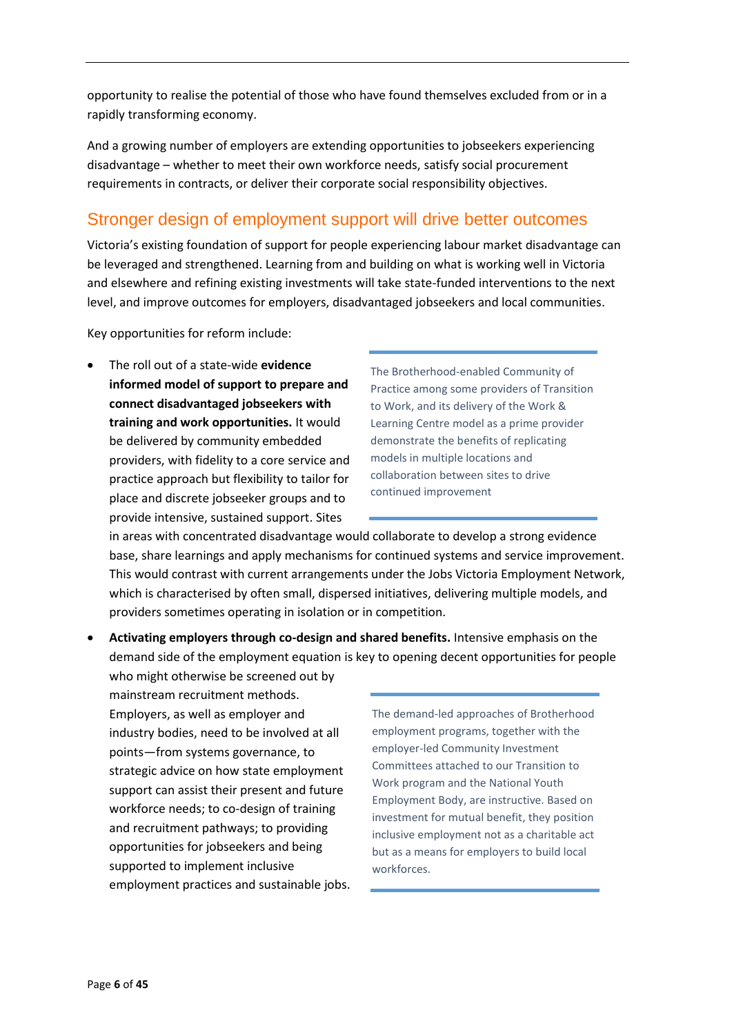opportunity to realise the potential of those who have found themselves excluded from or in a rapidly transforming economy.

And a growing number of employers are extending opportunities to jobseekers experiencing disadvantage – whether to meet their own workforce needs, satisfy social procurement requirements in contracts, or deliver their corporate social responsibility objectives.

## Stronger design of employment support will drive better outcomes

Victoria's existing foundation of support for people experiencing labour market disadvantage can be leveraged and strengthened. Learning from and building on what is working well in Victoria and elsewhere and refining existing investments will take state-funded interventions to the next level, and improve outcomes for employers, disadvantaged jobseekers and local communities.

Key opportunities for reform include:

- The roll out of a state-wide **evidence informed model of support to prepare and connect disadvantaged jobseekers with training and work opportunities.** It would be delivered by community embedded providers, with fidelity to a core service and practice approach but flexibility to tailor for place and discrete jobseeker groups and to provide intensive, sustained support. Sites in areas with concentrated disadvantage would collaborate to develop a strong evidence base, share learnings and apply mechanisms for continued systems and service improvement. This would contrast with current arrangements under the Jobs Victoria Employment Network, which is characterised by often small, dispersed initiatives, delivering multiple models, and providers sometimes operating in isolation or in competition.

> The Brotherhood-enabled Community of Practice among some providers of Transition to Work, and its delivery of the Work & Learning Centre model as a prime provider demonstrate the benefits of replicating models in multiple locations and collaboration between sites to drive continued improvement

- **Activating employers through co-design and shared benefits.** Intensive emphasis on the demand side of the employment equation is key to opening decent opportunities for people who might otherwise be screened out by mainstream recruitment methods. Employers, as well as employer and industry bodies, need to be involved at all points—from systems governance, to strategic advice on how state employment support can assist their present and future workforce needs; to co-design of training and recruitment pathways; to providing opportunities for jobseekers and being supported to implement inclusive employment practices and sustainable jobs.

> The demand-led approaches of Brotherhood employment programs, together with the employer-led Community Investment Committees attached to our Transition to Work program and the National Youth Employment Body, are instructive. Based on investment for mutual benefit, they position inclusive employment not as a charitable act but as a means for employers to build local workforces.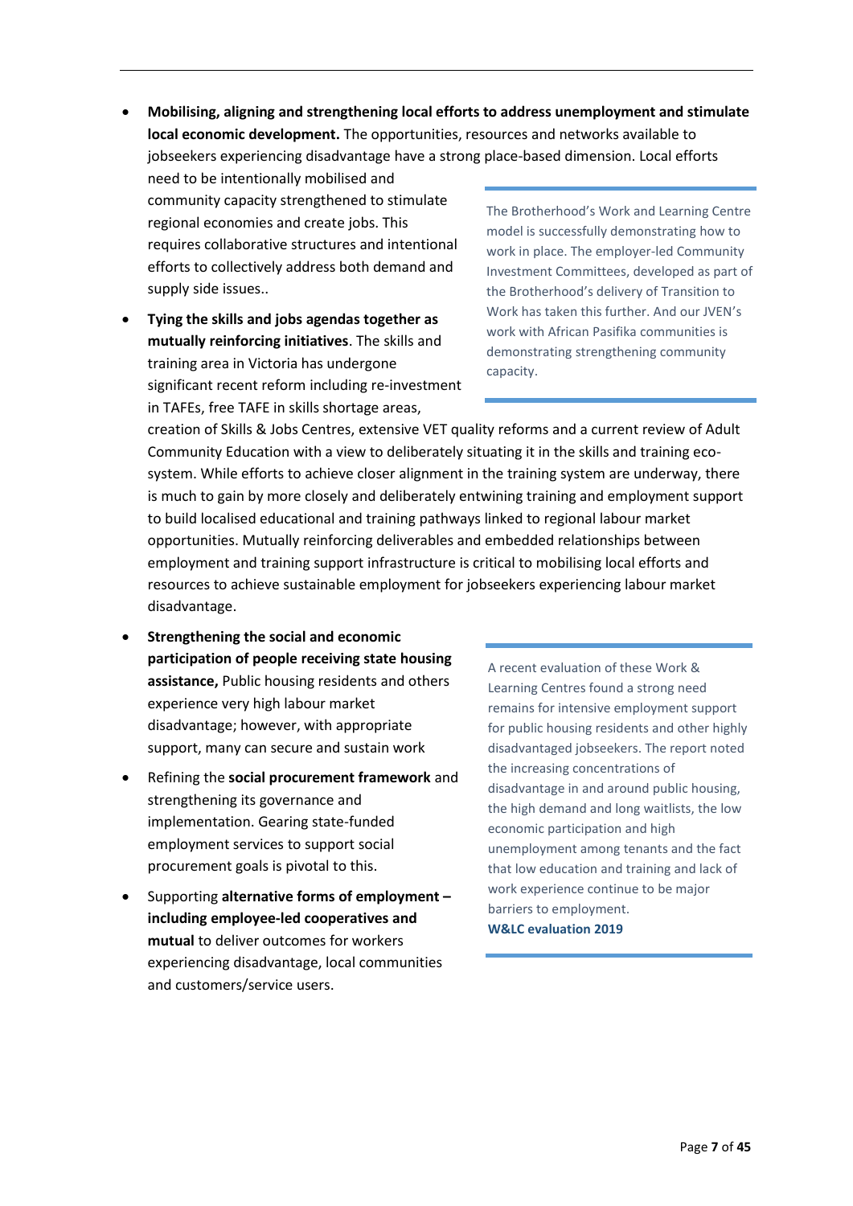- **Mobilising, aligning and strengthening local efforts to address unemployment and stimulate local economic development.** The opportunities, resources and networks available to jobseekers experiencing disadvantage have a strong place-based dimension. Local efforts need to be intentionally mobilised and community capacity strengthened to stimulate regional economies and create jobs. This requires collaborative structures and intentional efforts to collectively address both demand and supply side issues..

> The Brotherhood's Work and Learning Centre model is successfully demonstrating how to work in place. The employer-led Community Investment Committees, developed as part of the Brotherhood's delivery of Transition to Work has taken this further. And our JVEN's work with African Pasifika communities is demonstrating strengthening community capacity.

- **Tying the skills and jobs agendas together as mutually reinforcing initiatives**. The skills and training area in Victoria has undergone significant recent reform including re-investment in TAFEs, free TAFE in skills shortage areas, creation of Skills & Jobs Centres, extensive VET quality reforms and a current review of Adult Community Education with a view to deliberately situating it in the skills and training eco-system. While efforts to achieve closer alignment in the training system are underway, there is much to gain by more closely and deliberately entwining training and employment support to build localised educational and training pathways linked to regional labour market opportunities. Mutually reinforcing deliverables and embedded relationships between employment and training support infrastructure is critical to mobilising local efforts and resources to achieve sustainable employment for jobseekers experiencing labour market disadvantage.
- **Strengthening the social and economic participation of people receiving state housing assistance,** Public housing residents and others experience very high labour market disadvantage; however, with appropriate support, many can secure and sustain work
- Refining the **social procurement framework** and strengthening its governance and implementation. Gearing state-funded employment services to support social procurement goals is pivotal to this.
- Supporting **alternative forms of employment – including employee-led cooperatives and mutual** to deliver outcomes for workers experiencing disadvantage, local communities and customers/service users.

> A recent evaluation of these Work & Learning Centres found a strong need remains for intensive employment support for public housing residents and other highly disadvantaged jobseekers. The report noted the increasing concentrations of disadvantage in and around public housing, the high demand and long waitlists, the low economic participation and high unemployment among tenants and the fact that low education and training and lack of work experience continue to be major barriers to employment.
> **W&LC evaluation 2019**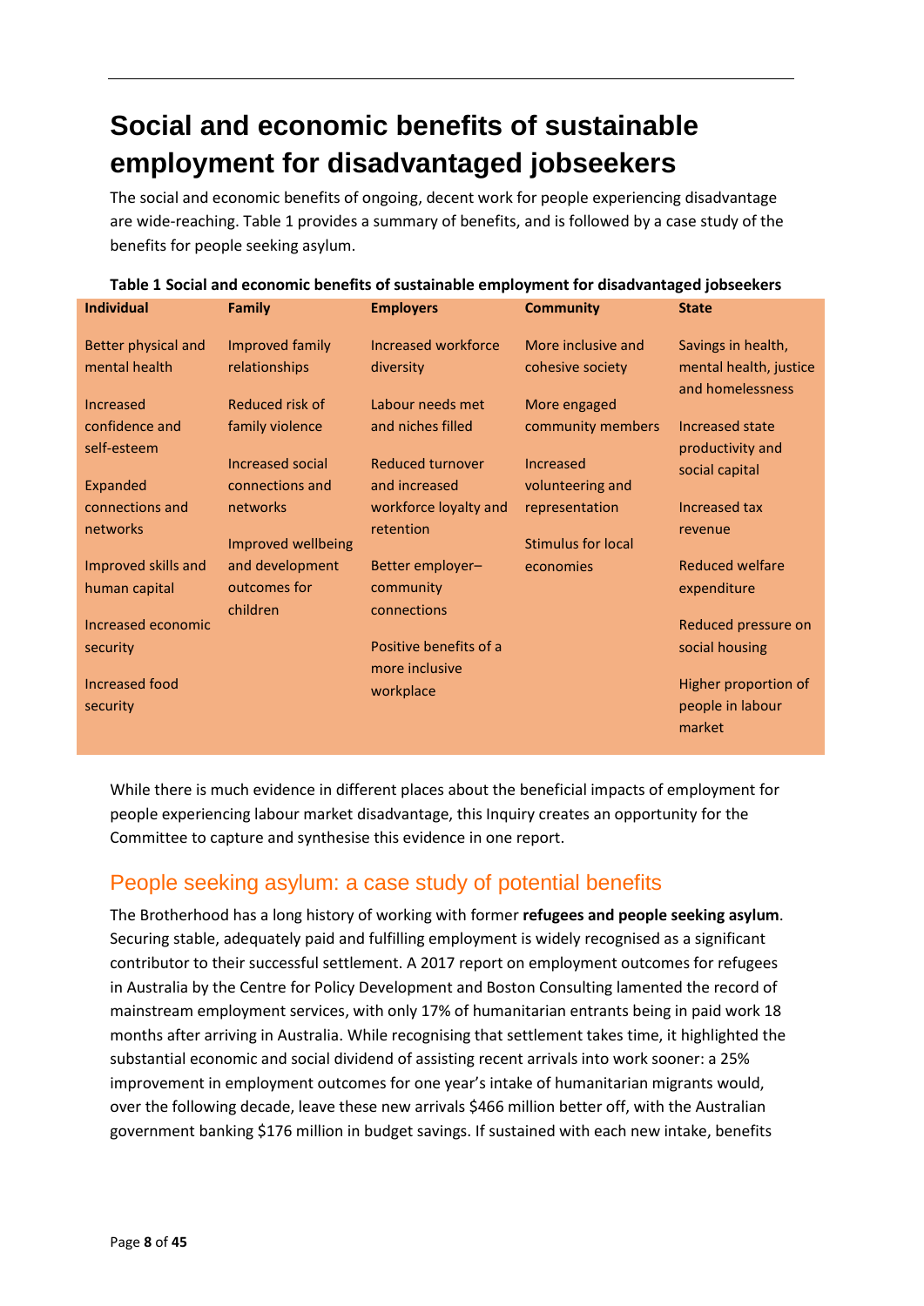# Social and economic benefits of sustainable employment for disadvantaged jobseekers

The social and economic benefits of ongoing, decent work for people experiencing disadvantage are wide-reaching. Table 1 provides a summary of benefits, and is followed by a case study of the benefits for people seeking asylum.

**Table 1 Social and economic benefits of sustainable employment for disadvantaged jobseekers**

| Individual | Family | Employers | Community | State |
|---|---|---|---|---|
| Better physical and mental health | Improved family relationships | Increased workforce diversity | More inclusive and cohesive society | Savings in health, mental health, justice and homelessness |
| Increased confidence and self-esteem | Reduced risk of family violence | Labour needs met and niches filled | More engaged community members | Increased state productivity and social capital |
| Expanded connections and networks | Increased social connections and networks | Reduced turnover and increased workforce loyalty and retention | Increased volunteering and representation | Increased tax revenue |
| Improved skills and human capital | Improved wellbeing and development outcomes for children | Better employer–community connections | Stimulus for local economies | Reduced welfare expenditure |
| Increased economic security | | Positive benefits of a more inclusive workplace | | Reduced pressure on social housing |
| Increased food security | | | | Higher proportion of people in labour market |

While there is much evidence in different places about the beneficial impacts of employment for people experiencing labour market disadvantage, this Inquiry creates an opportunity for the Committee to capture and synthesise this evidence in one report.

## People seeking asylum: a case study of potential benefits

The Brotherhood has a long history of working with former **refugees and people seeking asylum**. Securing stable, adequately paid and fulfilling employment is widely recognised as a significant contributor to their successful settlement. A 2017 report on employment outcomes for refugees in Australia by the Centre for Policy Development and Boston Consulting lamented the record of mainstream employment services, with only 17% of humanitarian entrants being in paid work 18 months after arriving in Australia. While recognising that settlement takes time, it highlighted the substantial economic and social dividend of assisting recent arrivals into work sooner: a 25% improvement in employment outcomes for one year's intake of humanitarian migrants would, over the following decade, leave these new arrivals $466 million better off, with the Australian government banking $176 million in budget savings. If sustained with each new intake, benefits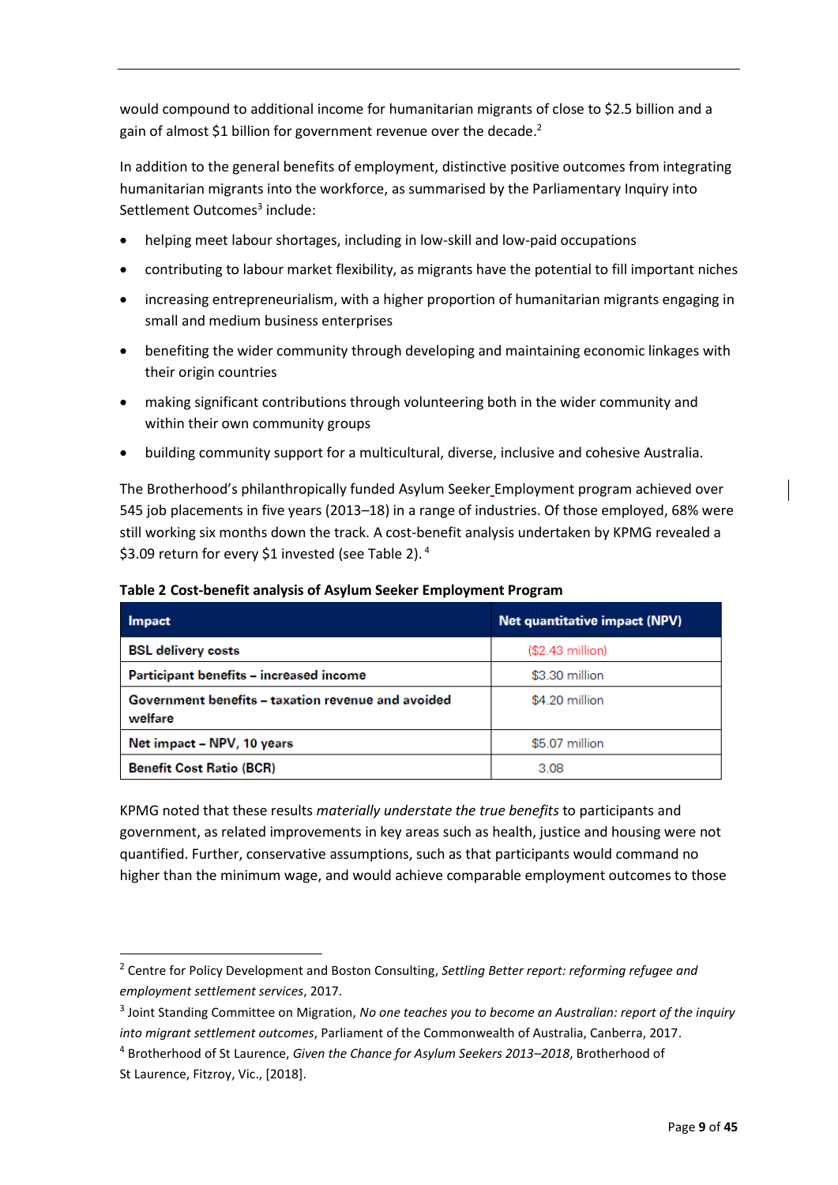would compound to additional income for humanitarian migrants of close to $2.5 billion and a gain of almost $1 billion for government revenue over the decade.[2]

In addition to the general benefits of employment, distinctive positive outcomes from integrating humanitarian migrants into the workforce, as summarised by the Parliamentary Inquiry into Settlement Outcomes[3] include:

- helping meet labour shortages, including in low-skill and low-paid occupations
- contributing to labour market flexibility, as migrants have the potential to fill important niches
- increasing entrepreneurialism, with a higher proportion of humanitarian migrants engaging in small and medium business enterprises
- benefiting the wider community through developing and maintaining economic linkages with their origin countries
- making significant contributions through volunteering both in the wider community and within their own community groups
- building community support for a multicultural, diverse, inclusive and cohesive Australia.

The Brotherhood's philanthropically funded Asylum Seeker Employment program achieved over 545 job placements in five years (2013–18) in a range of industries. Of those employed, 68% were still working six months down the track. A cost-benefit analysis undertaken by KPMG revealed a $3.09 return for every $1 invested (see Table 2).[4]

**Table 2 Cost-benefit analysis of Asylum Seeker Employment Program**

| Impact | Net quantitative impact (NPV) |
|---|---|
| **BSL delivery costs** | ($2.43 million) |
| **Participant benefits – increased income** | $3.30 million |
| **Government benefits – taxation revenue and avoided welfare** | $4.20 million |
| **Net impact – NPV, 10 years** | $5.07 million |
| **Benefit Cost Ratio (BCR)** | 3.08 |

KPMG noted that these results *materially understate the true benefits* to participants and government, as related improvements in key areas such as health, justice and housing were not quantified. Further, conservative assumptions, such as that participants would command no higher than the minimum wage, and would achieve comparable employment outcomes to those

---

[2] Centre for Policy Development and Boston Consulting, *Settling Better report: reforming refugee and employment settlement services*, 2017.

[3] Joint Standing Committee on Migration, *No one teaches you to become an Australian: report of the inquiry into migrant settlement outcomes*, Parliament of the Commonwealth of Australia, Canberra, 2017.

[4] Brotherhood of St Laurence, *Given the Chance for Asylum Seekers 2013–2018*, Brotherhood of St Laurence, Fitzroy, Vic., [2018].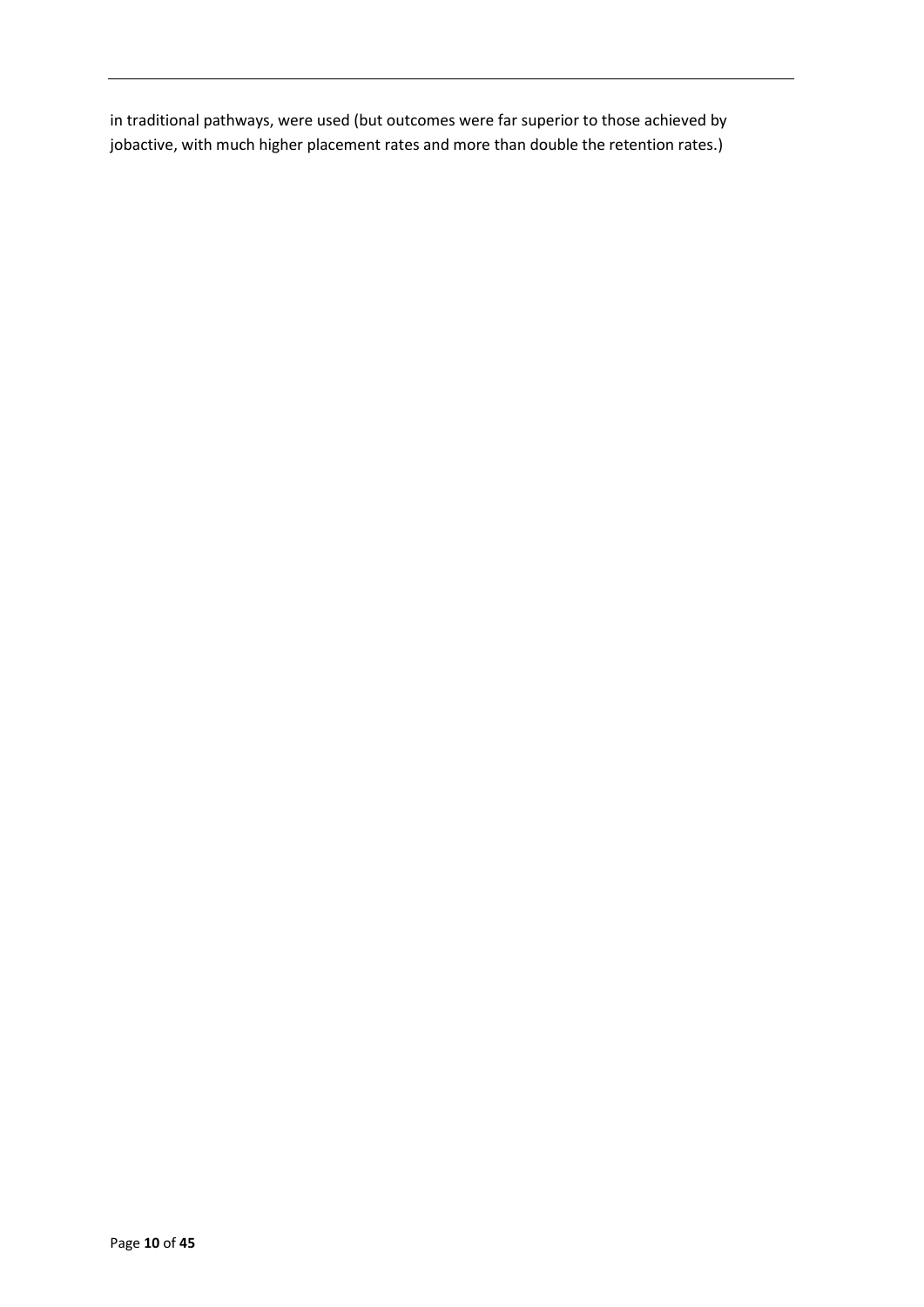in traditional pathways, were used (but outcomes were far superior to those achieved by jobactive, with much higher placement rates and more than double the retention rates.)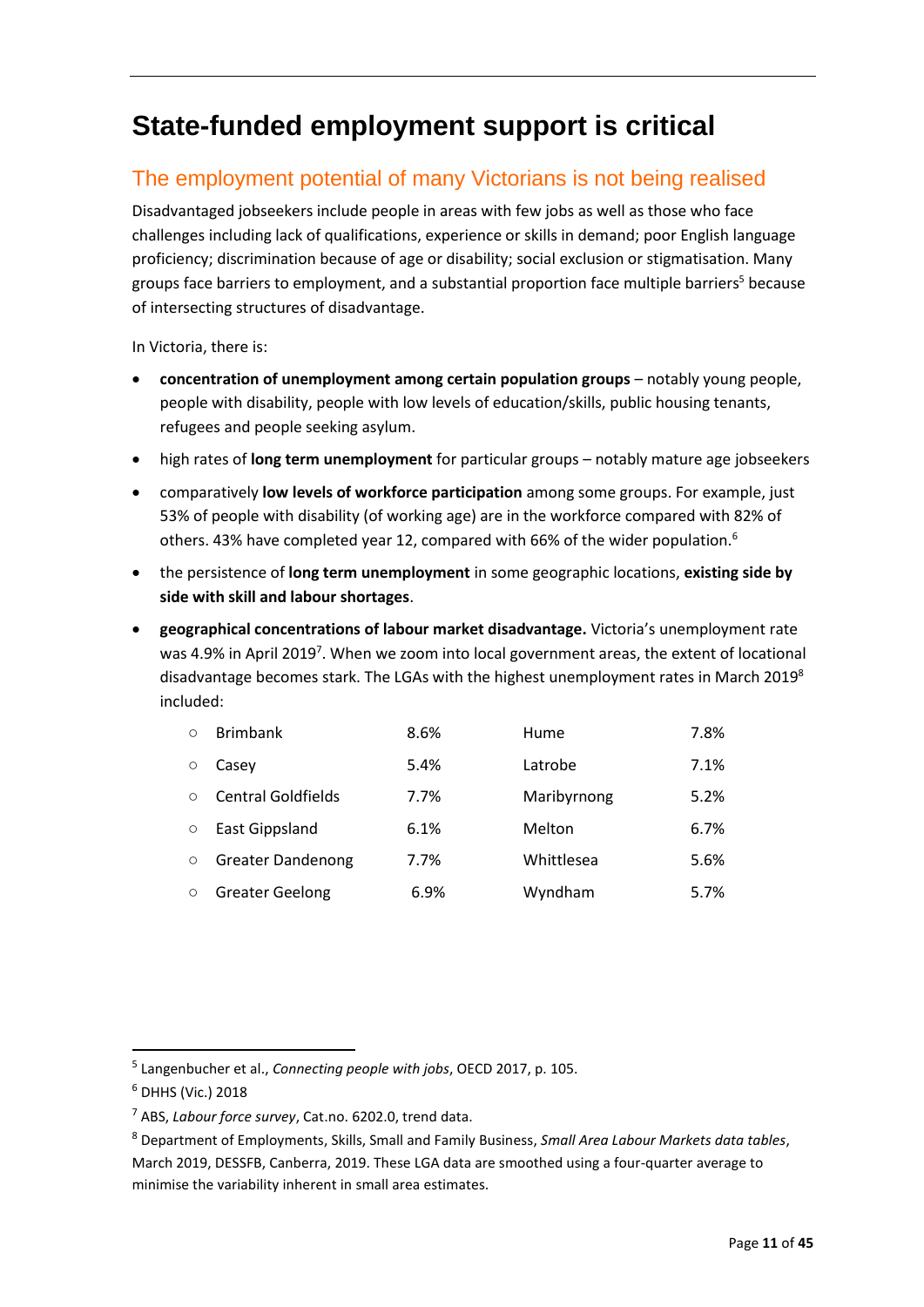# State-funded employment support is critical

## The employment potential of many Victorians is not being realised

Disadvantaged jobseekers include people in areas with few jobs as well as those who face challenges including lack of qualifications, experience or skills in demand; poor English language proficiency; discrimination because of age or disability; social exclusion or stigmatisation. Many groups face barriers to employment, and a substantial proportion face multiple barriers[5] because of intersecting structures of disadvantage.

In Victoria, there is:

- **concentration of unemployment among certain population groups** – notably young people, people with disability, people with low levels of education/skills, public housing tenants, refugees and people seeking asylum.
- high rates of **long term unemployment** for particular groups – notably mature age jobseekers
- comparatively **low levels of workforce participation** among some groups. For example, just 53% of people with disability (of working age) are in the workforce compared with 82% of others. 43% have completed year 12, compared with 66% of the wider population.[6]
- the persistence of **long term unemployment** in some geographic locations, **existing side by side with skill and labour shortages**.
- **geographical concentrations of labour market disadvantage.** Victoria's unemployment rate was 4.9% in April 2019[7]. When we zoom into local government areas, the extent of locational disadvantage becomes stark. The LGAs with the highest unemployment rates in March 2019[8] included:

| LGA | Rate | LGA | Rate |
|---|---|---|---|
| Brimbank | 8.6% | Hume | 7.8% |
| Casey | 5.4% | Latrobe | 7.1% |
| Central Goldfields | 7.7% | Maribyrnong | 5.2% |
| East Gippsland | 6.1% | Melton | 6.7% |
| Greater Dandenong | 7.7% | Whittlesea | 5.6% |
| Greater Geelong | 6.9% | Wyndham | 5.7% |

---

[5] Langenbucher et al., *Connecting people with jobs*, OECD 2017, p. 105.

[6] DHHS (Vic.) 2018

[7] ABS, *Labour force survey*, Cat.no. 6202.0, trend data.

[8] Department of Employments, Skills, Small and Family Business, *Small Area Labour Markets data tables*, March 2019, DESSFB, Canberra, 2019. These LGA data are smoothed using a four-quarter average to minimise the variability inherent in small area estimates.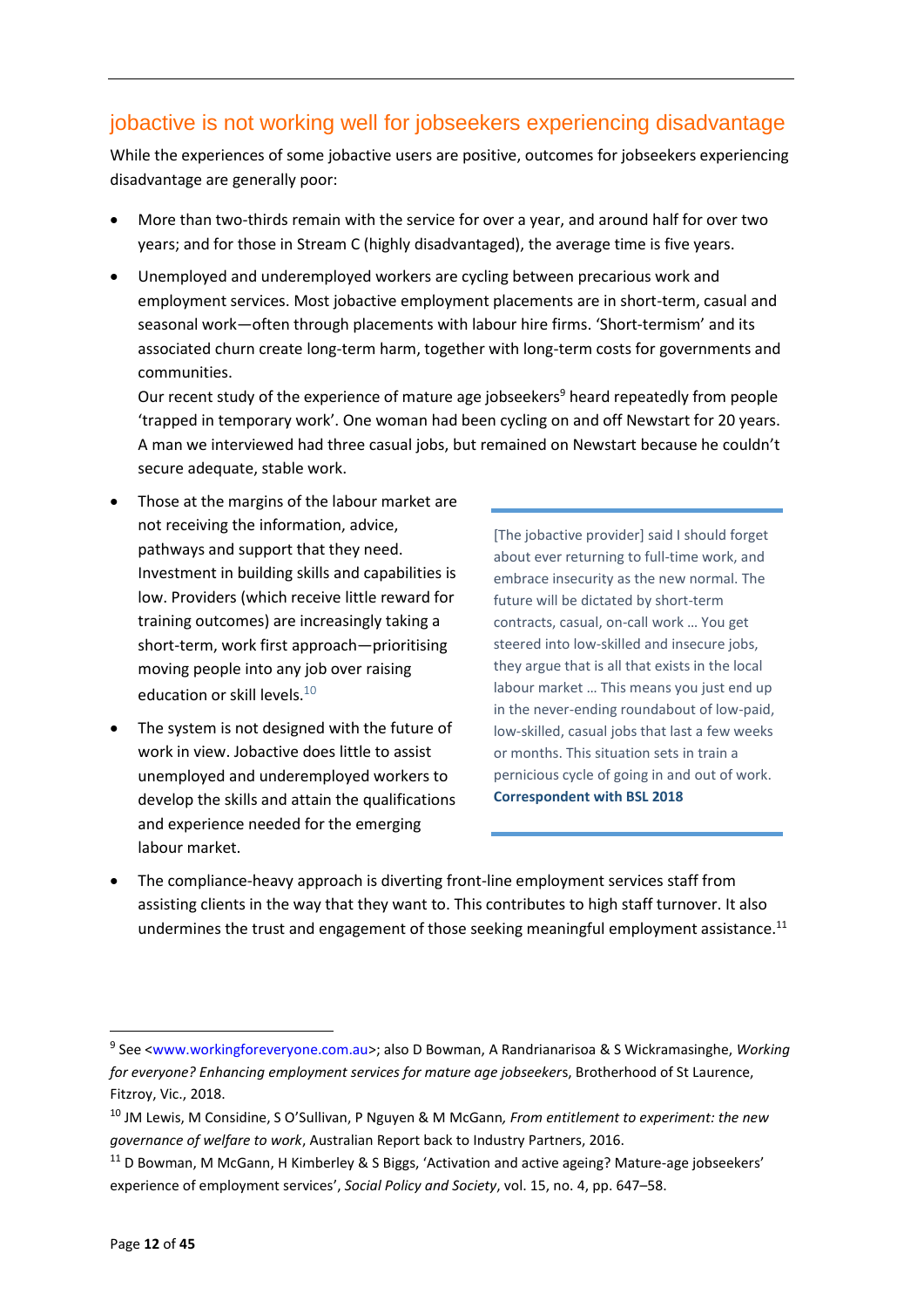## jobactive is not working well for jobseekers experiencing disadvantage

While the experiences of some jobactive users are positive, outcomes for jobseekers experiencing disadvantage are generally poor:

- More than two-thirds remain with the service for over a year, and around half for over two years; and for those in Stream C (highly disadvantaged), the average time is five years.
- Unemployed and underemployed workers are cycling between precarious work and employment services. Most jobactive employment placements are in short-term, casual and seasonal work—often through placements with labour hire firms. 'Short-termism' and its associated churn create long-term harm, together with long-term costs for governments and communities.
  Our recent study of the experience of mature age jobseekers[9] heard repeatedly from people 'trapped in temporary work'. One woman had been cycling on and off Newstart for 20 years. A man we interviewed had three casual jobs, but remained on Newstart because he couldn't secure adequate, stable work.
- Those at the margins of the labour market are not receiving the information, advice, pathways and support that they need. Investment in building skills and capabilities is low. Providers (which receive little reward for training outcomes) are increasingly taking a short-term, work first approach—prioritising moving people into any job over raising education or skill levels.[10]
- The system is not designed with the future of work in view. Jobactive does little to assist unemployed and underemployed workers to develop the skills and attain the qualifications and experience needed for the emerging labour market.

> [The jobactive provider] said I should forget about ever returning to full-time work, and embrace insecurity as the new normal. The future will be dictated by short-term contracts, casual, on-call work … You get steered into low-skilled and insecure jobs, they argue that is all that exists in the local labour market … This means you just end up in the never-ending roundabout of low-paid, low-skilled, casual jobs that last a few weeks or months. This situation sets in train a pernicious cycle of going in and out of work.
> **Correspondent with BSL 2018**

- The compliance-heavy approach is diverting front-line employment services staff from assisting clients in the way that they want to. This contributes to high staff turnover. It also undermines the trust and engagement of those seeking meaningful employment assistance.[11]

---

[9] See <www.workingforeveryone.com.au>; also D Bowman, A Randrianarisoa & S Wickramasinghe, *Working for everyone? Enhancing employment services for mature age jobseekers*, Brotherhood of St Laurence, Fitzroy, Vic., 2018.

[10] JM Lewis, M Considine, S O'Sullivan, P Nguyen & M McGann*, From entitlement to experiment: the new governance of welfare to work*, Australian Report back to Industry Partners, 2016.

[11] D Bowman, M McGann, H Kimberley & S Biggs, 'Activation and active ageing? Mature-age jobseekers' experience of employment services', *Social Policy and Society*, vol. 15, no. 4, pp. 647–58.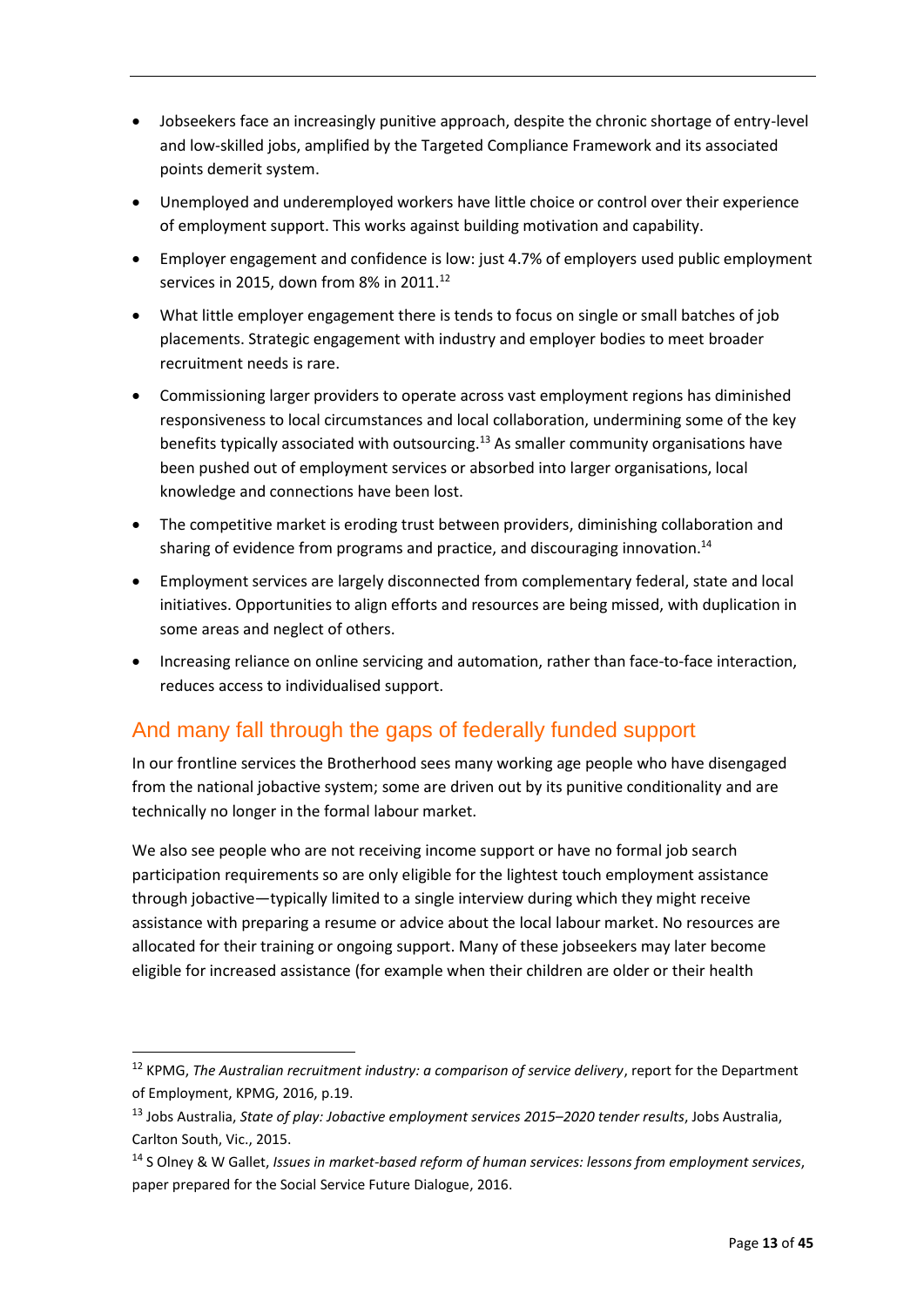- Jobseekers face an increasingly punitive approach, despite the chronic shortage of entry-level and low-skilled jobs, amplified by the Targeted Compliance Framework and its associated points demerit system.
- Unemployed and underemployed workers have little choice or control over their experience of employment support. This works against building motivation and capability.
- Employer engagement and confidence is low: just 4.7% of employers used public employment services in 2015, down from 8% in 2011.[12]
- What little employer engagement there is tends to focus on single or small batches of job placements. Strategic engagement with industry and employer bodies to meet broader recruitment needs is rare.
- Commissioning larger providers to operate across vast employment regions has diminished responsiveness to local circumstances and local collaboration, undermining some of the key benefits typically associated with outsourcing.[13] As smaller community organisations have been pushed out of employment services or absorbed into larger organisations, local knowledge and connections have been lost.
- The competitive market is eroding trust between providers, diminishing collaboration and sharing of evidence from programs and practice, and discouraging innovation.[14]
- Employment services are largely disconnected from complementary federal, state and local initiatives. Opportunities to align efforts and resources are being missed, with duplication in some areas and neglect of others.
- Increasing reliance on online servicing and automation, rather than face-to-face interaction, reduces access to individualised support.

## And many fall through the gaps of federally funded support

In our frontline services the Brotherhood sees many working age people who have disengaged from the national jobactive system; some are driven out by its punitive conditionality and are technically no longer in the formal labour market.

We also see people who are not receiving income support or have no formal job search participation requirements so are only eligible for the lightest touch employment assistance through jobactive—typically limited to a single interview during which they might receive assistance with preparing a resume or advice about the local labour market. No resources are allocated for their training or ongoing support. Many of these jobseekers may later become eligible for increased assistance (for example when their children are older or their health

---

[12] KPMG, *The Australian recruitment industry: a comparison of service delivery*, report for the Department of Employment, KPMG, 2016, p.19.

[13] Jobs Australia, *State of play: Jobactive employment services 2015–2020 tender results*, Jobs Australia, Carlton South, Vic., 2015.

[14] S Olney & W Gallet, *Issues in market-based reform of human services: lessons from employment services*, paper prepared for the Social Service Future Dialogue, 2016.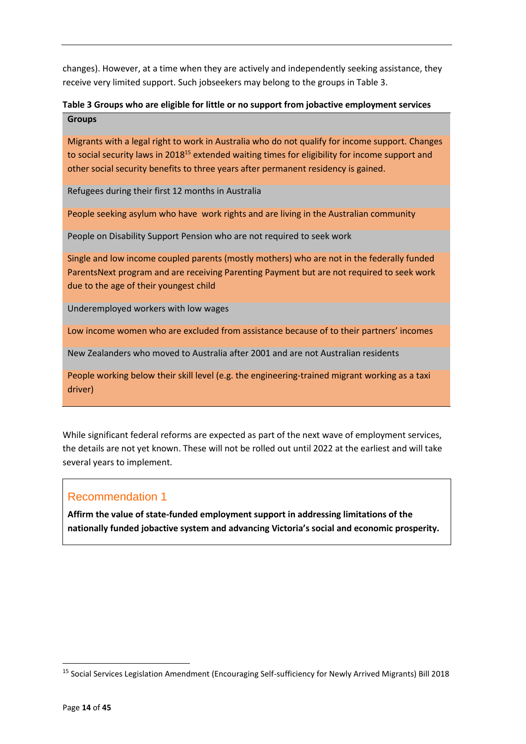changes). However, at a time when they are actively and independently seeking assistance, they receive very limited support. Such jobseekers may belong to the groups in Table 3.

**Table 3 Groups who are eligible for little or no support from jobactive employment services**

| Groups |
|---|
| Migrants with a legal right to work in Australia who do not qualify for income support. Changes to social security laws in 2018[15] extended waiting times for eligibility for income support and other social security benefits to three years after permanent residency is gained. |
| Refugees during their first 12 months in Australia |
| People seeking asylum who have work rights and are living in the Australian community |
| People on Disability Support Pension who are not required to seek work |
| Single and low income coupled parents (mostly mothers) who are not in the federally funded ParentsNext program and are receiving Parenting Payment but are not required to seek work due to the age of their youngest child |
| Underemployed workers with low wages |
| Low income women who are excluded from assistance because of to their partners' incomes |
| New Zealanders who moved to Australia after 2001 and are not Australian residents |
| People working below their skill level (e.g. the engineering-trained migrant working as a taxi driver) |

While significant federal reforms are expected as part of the next wave of employment services, the details are not yet known. These will not be rolled out until 2022 at the earliest and will take several years to implement.

## Recommendation 1

**Affirm the value of state-funded employment support in addressing limitations of the nationally funded jobactive system and advancing Victoria's social and economic prosperity.**

[15] Social Services Legislation Amendment (Encouraging Self-sufficiency for Newly Arrived Migrants) Bill 2018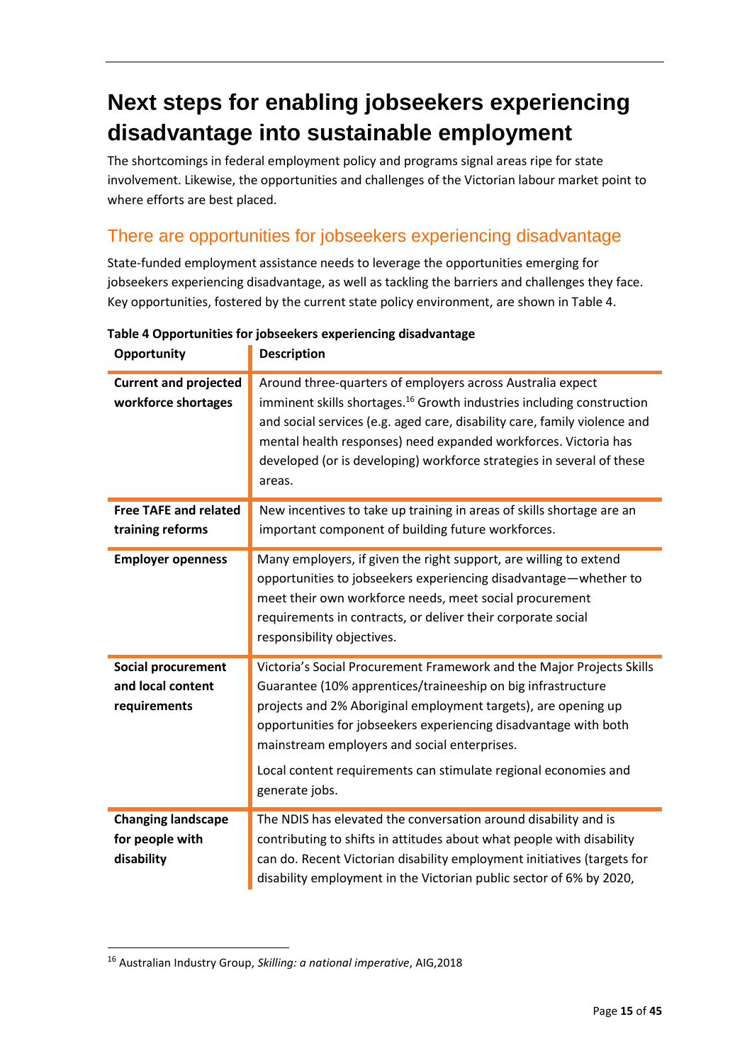# Next steps for enabling jobseekers experiencing disadvantage into sustainable employment

The shortcomings in federal employment policy and programs signal areas ripe for state involvement. Likewise, the opportunities and challenges of the Victorian labour market point to where efforts are best placed.

## There are opportunities for jobseekers experiencing disadvantage

State-funded employment assistance needs to leverage the opportunities emerging for jobseekers experiencing disadvantage, as well as tackling the barriers and challenges they face. Key opportunities, fostered by the current state policy environment, are shown in Table 4.

**Table 4 Opportunities for jobseekers experiencing disadvantage**

| Opportunity | Description |
|---|---|
| **Current and projected workforce shortages** | Around three-quarters of employers across Australia expect imminent skills shortages.[16] Growth industries including construction and social services (e.g. aged care, disability care, family violence and mental health responses) need expanded workforces. Victoria has developed (or is developing) workforce strategies in several of these areas. |
| **Free TAFE and related training reforms** | New incentives to take up training in areas of skills shortage are an important component of building future workforces. |
| **Employer openness** | Many employers, if given the right support, are willing to extend opportunities to jobseekers experiencing disadvantage—whether to meet their own workforce needs, meet social procurement requirements in contracts, or deliver their corporate social responsibility objectives. |
| **Social procurement and local content requirements** | Victoria's Social Procurement Framework and the Major Projects Skills Guarantee (10% apprentices/traineeship on big infrastructure projects and 2% Aboriginal employment targets), are opening up opportunities for jobseekers experiencing disadvantage with both mainstream employers and social enterprises.<br><br>Local content requirements can stimulate regional economies and generate jobs. |
| **Changing landscape for people with disability** | The NDIS has elevated the conversation around disability and is contributing to shifts in attitudes about what people with disability can do. Recent Victorian disability employment initiatives (targets for disability employment in the Victorian public sector of 6% by 2020, |

[16] Australian Industry Group, *Skilling: a national imperative*, AIG,2018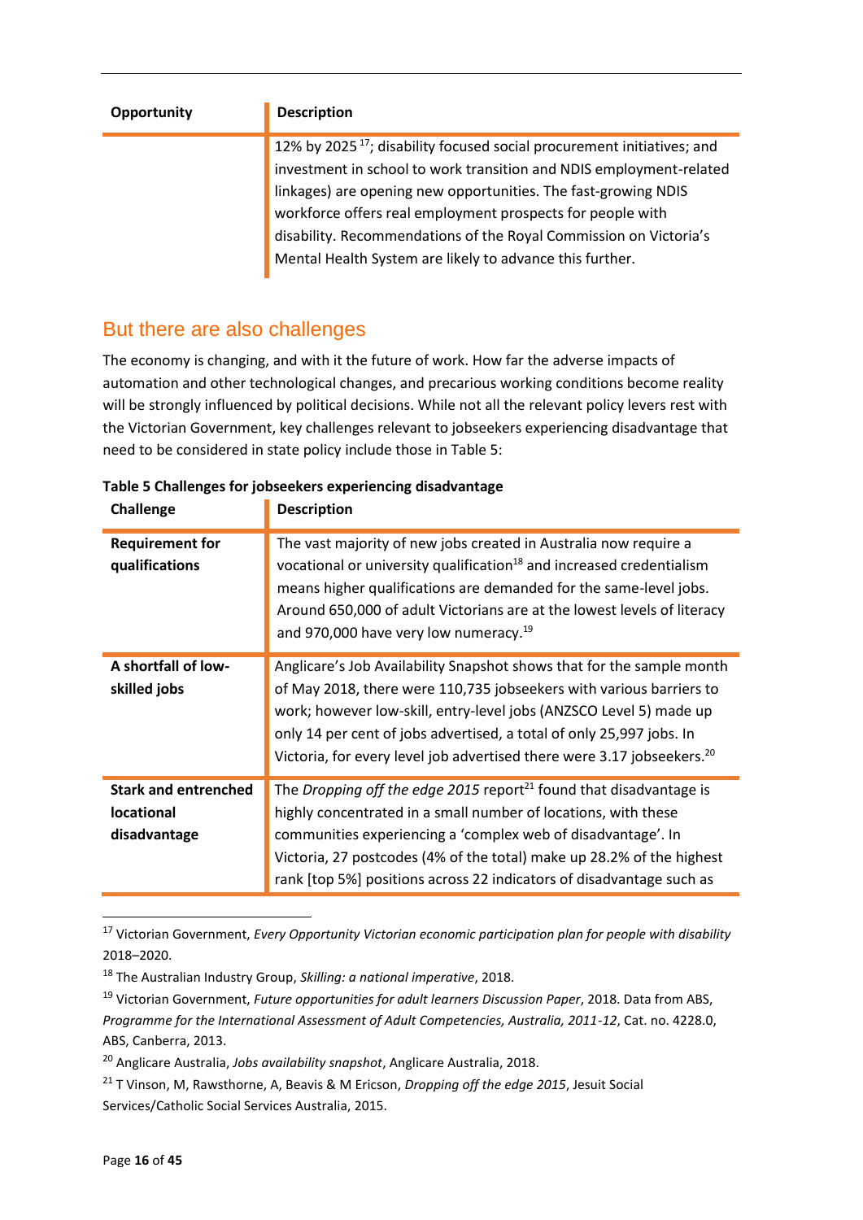| Opportunity | Description |
|---|---|
| | 12% by 2025 [17]; disability focused social procurement initiatives; and investment in school to work transition and NDIS employment-related linkages) are opening new opportunities. The fast-growing NDIS workforce offers real employment prospects for people with disability. Recommendations of the Royal Commission on Victoria's Mental Health System are likely to advance this further. |

## But there are also challenges

The economy is changing, and with it the future of work. How far the adverse impacts of automation and other technological changes, and precarious working conditions become reality will be strongly influenced by political decisions. While not all the relevant policy levers rest with the Victorian Government, key challenges relevant to jobseekers experiencing disadvantage that need to be considered in state policy include those in Table 5:

**Table 5 Challenges for jobseekers experiencing disadvantage**

| Challenge | Description |
|---|---|
| **Requirement for qualifications** | The vast majority of new jobs created in Australia now require a vocational or university qualification[18] and increased credentialism means higher qualifications are demanded for the same-level jobs. Around 650,000 of adult Victorians are at the lowest levels of literacy and 970,000 have very low numeracy.[19] |
| **A shortfall of low-skilled jobs** | Anglicare's Job Availability Snapshot shows that for the sample month of May 2018, there were 110,735 jobseekers with various barriers to work; however low-skill, entry-level jobs (ANZSCO Level 5) made up only 14 per cent of jobs advertised, a total of only 25,997 jobs. In Victoria, for every level job advertised there were 3.17 jobseekers.[20] |
| **Stark and entrenched locational disadvantage** | The *Dropping off the edge 2015* report[21] found that disadvantage is highly concentrated in a small number of locations, with these communities experiencing a 'complex web of disadvantage'. In Victoria, 27 postcodes (4% of the total) make up 28.2% of the highest rank [top 5%] positions across 22 indicators of disadvantage such as |

[17] Victorian Government, *Every Opportunity Victorian economic participation plan for people with disability* 2018–2020.

[18] The Australian Industry Group, *Skilling: a national imperative*, 2018.

[19] Victorian Government, *Future opportunities for adult learners Discussion Paper*, 2018. Data from ABS, *Programme for the International Assessment of Adult Competencies, Australia, 2011-12*, Cat. no. 4228.0, ABS, Canberra, 2013.

[20] Anglicare Australia, *Jobs availability snapshot*, Anglicare Australia, 2018.

[21] T Vinson, M, Rawsthorne, A, Beavis & M Ericson, *Dropping off the edge 2015*, Jesuit Social Services/Catholic Social Services Australia, 2015.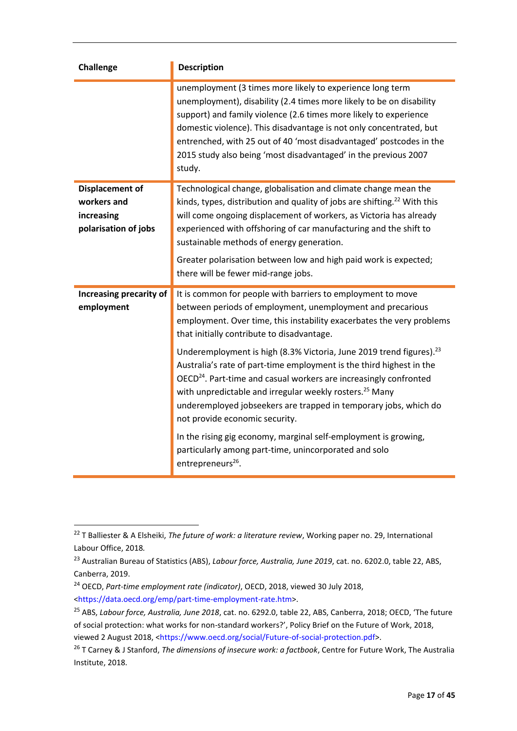| Challenge | Description |
|---|---|
| | unemployment (3 times more likely to experience long term unemployment), disability (2.4 times more likely to be on disability support) and family violence (2.6 times more likely to experience domestic violence). This disadvantage is not only concentrated, but entrenched, with 25 out of 40 'most disadvantaged' postcodes in the 2015 study also being 'most disadvantaged' in the previous 2007 study. |
| **Displacement of workers and increasing polarisation of jobs** | Technological change, globalisation and climate change mean the kinds, types, distribution and quality of jobs are shifting.[22] With this will come ongoing displacement of workers, as Victoria has already experienced with offshoring of car manufacturing and the shift to sustainable methods of energy generation.<br><br>Greater polarisation between low and high paid work is expected; there will be fewer mid-range jobs. |
| **Increasing precarity of employment** | It is common for people with barriers to employment to move between periods of employment, unemployment and precarious employment. Over time, this instability exacerbates the very problems that initially contribute to disadvantage.<br><br>Underemployment is high (8.3% Victoria, June 2019 trend figures).[23] Australia's rate of part-time employment is the third highest in the OECD[24]. Part-time and casual workers are increasingly confronted with unpredictable and irregular weekly rosters.[25] Many underemployed jobseekers are trapped in temporary jobs, which do not provide economic security.<br><br>In the rising gig economy, marginal self-employment is growing, particularly among part-time, unincorporated and solo entrepreneurs[26]. |

[22] T Balliester & A Elsheiki, *The future of work: a literature review*, Working paper no. 29, International Labour Office, 2018.

[23] Australian Bureau of Statistics (ABS), *Labour force, Australia, June 2019*, cat. no. 6202.0, table 22, ABS, Canberra, 2019.

[24] OECD, *Part-time employment rate (indicator)*, OECD, 2018, viewed 30 July 2018, <https://data.oecd.org/emp/part-time-employment-rate.htm>.

[25] ABS, *Labour force, Australia, June 2018*, cat. no. 6292.0, table 22, ABS, Canberra, 2018; OECD, 'The future of social protection: what works for non-standard workers?', Policy Brief on the Future of Work, 2018, viewed 2 August 2018, <https://www.oecd.org/social/Future-of-social-protection.pdf>.

[26] T Carney & J Stanford, *The dimensions of insecure work: a factbook*, Centre for Future Work, The Australia Institute, 2018.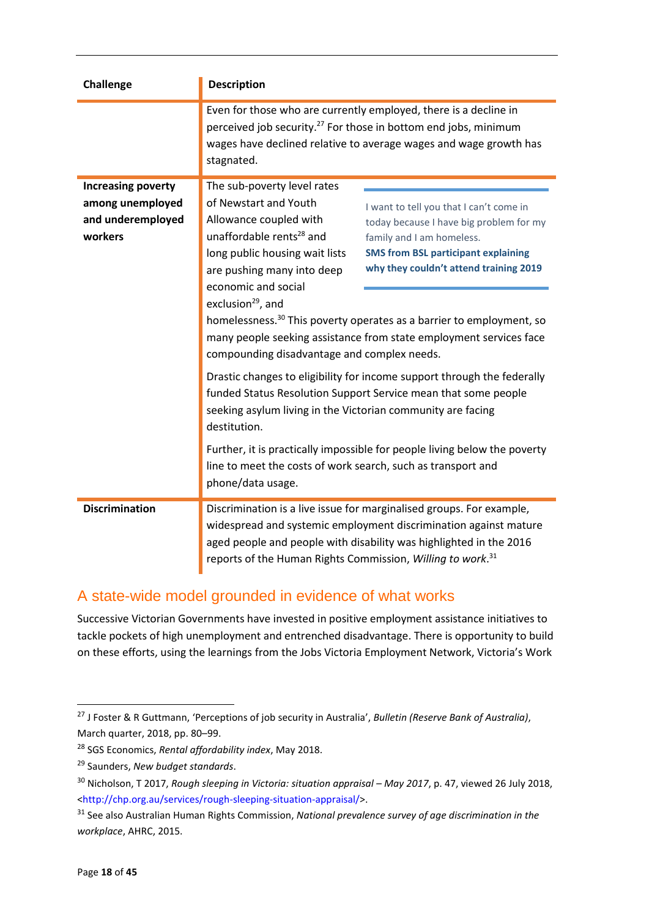| Challenge | Description |
|---|---|
| | Even for those who are currently employed, there is a decline in perceived job security.[27] For those in bottom end jobs, minimum wages have declined relative to average wages and wage growth has stagnated. |
| **Increasing poverty among unemployed and underemployed workers** | The sub-poverty level rates of Newstart and Youth Allowance coupled with unaffordable rents[28] and long public housing wait lists are pushing many into deep economic and social exclusion[29], and homelessness.[30] This poverty operates as a barrier to employment, so many people seeking assistance from state employment services face compounding disadvantage and complex needs.<br><br>I want to tell you that I can't come in today because I have big problem for my family and I am homeless.<br>**SMS from BSL participant explaining why they couldn't attend training 2019**<br><br>Drastic changes to eligibility for income support through the federally funded Status Resolution Support Service mean that some people seeking asylum living in the Victorian community are facing destitution.<br><br>Further, it is practically impossible for people living below the poverty line to meet the costs of work search, such as transport and phone/data usage. |
| **Discrimination** | Discrimination is a live issue for marginalised groups. For example, widespread and systemic employment discrimination against mature aged people and people with disability was highlighted in the 2016 reports of the Human Rights Commission, *Willing to work*.[31] |

## A state-wide model grounded in evidence of what works

Successive Victorian Governments have invested in positive employment assistance initiatives to tackle pockets of high unemployment and entrenched disadvantage. There is opportunity to build on these efforts, using the learnings from the Jobs Victoria Employment Network, Victoria's Work

---

[27] J Foster & R Guttmann, 'Perceptions of job security in Australia', *Bulletin (Reserve Bank of Australia)*, March quarter, 2018, pp. 80–99.

[28] SGS Economics, *Rental affordability index*, May 2018.

[29] Saunders, *New budget standards*.

[30] Nicholson, T 2017, *Rough sleeping in Victoria: situation appraisal – May 2017*, p. 47, viewed 26 July 2018, <http://chp.org.au/services/rough-sleeping-situation-appraisal/>.

[31] See also Australian Human Rights Commission, *National prevalence survey of age discrimination in the workplace*, AHRC, 2015.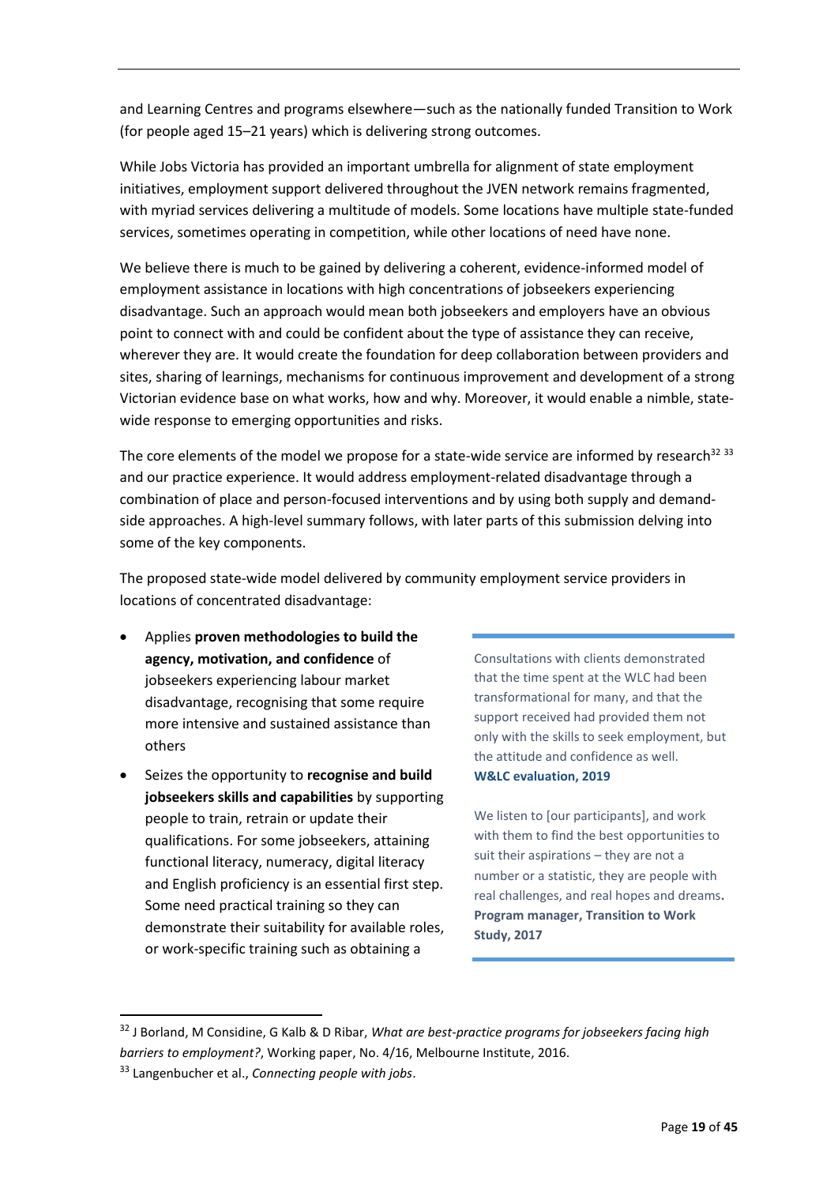and Learning Centres and programs elsewhere—such as the nationally funded Transition to Work (for people aged 15–21 years) which is delivering strong outcomes.

While Jobs Victoria has provided an important umbrella for alignment of state employment initiatives, employment support delivered throughout the JVEN network remains fragmented, with myriad services delivering a multitude of models. Some locations have multiple state-funded services, sometimes operating in competition, while other locations of need have none.

We believe there is much to be gained by delivering a coherent, evidence-informed model of employment assistance in locations with high concentrations of jobseekers experiencing disadvantage. Such an approach would mean both jobseekers and employers have an obvious point to connect with and could be confident about the type of assistance they can receive, wherever they are. It would create the foundation for deep collaboration between providers and sites, sharing of learnings, mechanisms for continuous improvement and development of a strong Victorian evidence base on what works, how and why. Moreover, it would enable a nimble, state-wide response to emerging opportunities and risks.

The core elements of the model we propose for a state-wide service are informed by research[32] [33] and our practice experience. It would address employment-related disadvantage through a combination of place and person-focused interventions and by using both supply and demand-side approaches. A high-level summary follows, with later parts of this submission delving into some of the key components.

The proposed state-wide model delivered by community employment service providers in locations of concentrated disadvantage:

- Applies **proven methodologies to build the agency, motivation, and confidence** of jobseekers experiencing labour market disadvantage, recognising that some require more intensive and sustained assistance than others
- Seizes the opportunity to **recognise and build jobseekers skills and capabilities** by supporting people to train, retrain or update their qualifications. For some jobseekers, attaining functional literacy, numeracy, digital literacy and English proficiency is an essential first step. Some need practical training so they can demonstrate their suitability for available roles, or work-specific training such as obtaining a

> Consultations with clients demonstrated that the time spent at the WLC had been transformational for many, and that the support received had provided them not only with the skills to seek employment, but the attitude and confidence as well.
> **W&LC evaluation, 2019**
>
> We listen to [our participants], and work with them to find the best opportunities to suit their aspirations – they are not a number or a statistic, they are people with real challenges, and real hopes and dreams**.**
> **Program manager, Transition to Work Study, 2017**

---

[32] J Borland, M Considine, G Kalb & D Ribar, *What are best-practice programs for jobseekers facing high barriers to employment?*, Working paper, No. 4/16, Melbourne Institute, 2016.

[33] Langenbucher et al., *Connecting people with jobs*.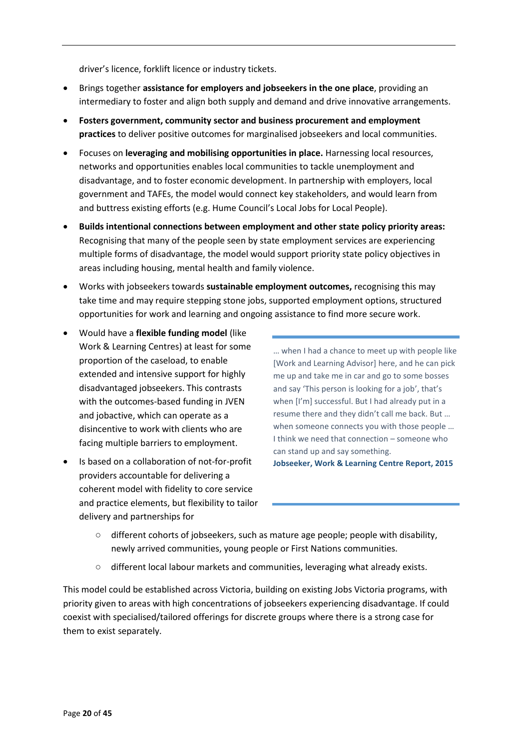driver's licence, forklift licence or industry tickets.

- Brings together **assistance for employers and jobseekers in the one place**, providing an intermediary to foster and align both supply and demand and drive innovative arrangements.
- **Fosters government, community sector and business procurement and employment practices** to deliver positive outcomes for marginalised jobseekers and local communities.
- Focuses on **leveraging and mobilising opportunities in place.** Harnessing local resources, networks and opportunities enables local communities to tackle unemployment and disadvantage, and to foster economic development. In partnership with employers, local government and TAFEs, the model would connect key stakeholders, and would learn from and buttress existing efforts (e.g. Hume Council's Local Jobs for Local People).
- **Builds intentional connections between employment and other state policy priority areas:** Recognising that many of the people seen by state employment services are experiencing multiple forms of disadvantage, the model would support priority state policy objectives in areas including housing, mental health and family violence.
- Works with jobseekers towards **sustainable employment outcomes,** recognising this may take time and may require stepping stone jobs, supported employment options, structured opportunities for work and learning and ongoing assistance to find more secure work.
- Would have a **flexible funding model** (like Work & Learning Centres) at least for some proportion of the caseload, to enable extended and intensive support for highly disadvantaged jobseekers. This contrasts with the outcomes-based funding in JVEN and jobactive, which can operate as a disincentive to work with clients who are facing multiple barriers to employment.
- Is based on a collaboration of not-for-profit providers accountable for delivering a coherent model with fidelity to core service and practice elements, but flexibility to tailor delivery and partnerships for
  - different cohorts of jobseekers, such as mature age people; people with disability, newly arrived communities, young people or First Nations communities.
  - different local labour markets and communities, leveraging what already exists.

> … when I had a chance to meet up with people like [Work and Learning Advisor] here, and he can pick me up and take me in car and go to some bosses and say 'This person is looking for a job', that's when [I'm] successful. But I had already put in a resume there and they didn't call me back. But … when someone connects you with those people … I think we need that connection – someone who can stand up and say something.
>
> **Jobseeker, Work & Learning Centre Report, 2015**

This model could be established across Victoria, building on existing Jobs Victoria programs, with priority given to areas with high concentrations of jobseekers experiencing disadvantage. If could coexist with specialised/tailored offerings for discrete groups where there is a strong case for them to exist separately.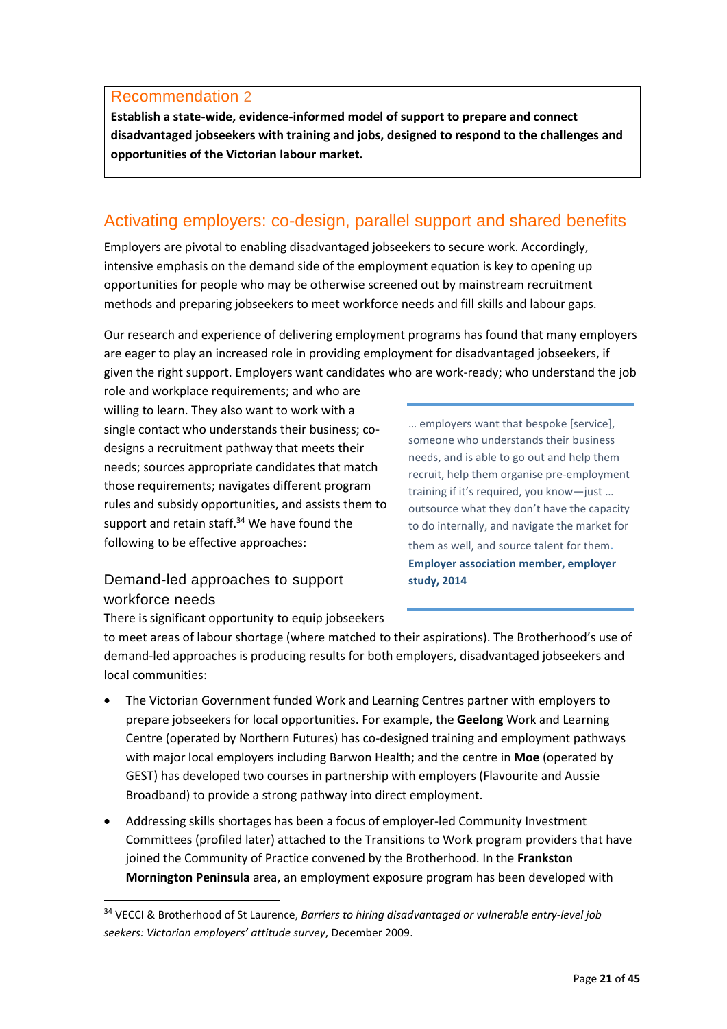**Recommendation 2**

**Establish a state-wide, evidence-informed model of support to prepare and connect disadvantaged jobseekers with training and jobs, designed to respond to the challenges and opportunities of the Victorian labour market.**

## Activating employers: co-design, parallel support and shared benefits

Employers are pivotal to enabling disadvantaged jobseekers to secure work. Accordingly, intensive emphasis on the demand side of the employment equation is key to opening up opportunities for people who may be otherwise screened out by mainstream recruitment methods and preparing jobseekers to meet workforce needs and fill skills and labour gaps.

Our research and experience of delivering employment programs has found that many employers are eager to play an increased role in providing employment for disadvantaged jobseekers, if given the right support. Employers want candidates who are work-ready; who understand the job role and workplace requirements; and who are willing to learn. They also want to work with a single contact who understands their business; co-designs a recruitment pathway that meets their needs; sources appropriate candidates that match those requirements; navigates different program rules and subsidy opportunities, and assists them to support and retain staff.[34] We have found the following to be effective approaches:

> … employers want that bespoke [service], someone who understands their business needs, and is able to go out and help them recruit, help them organise pre-employment training if it's required, you know—just … outsource what they don't have the capacity to do internally, and navigate the market for them as well, and source talent for them.
>
> **Employer association member, employer study, 2014**

### Demand-led approaches to support workforce needs

There is significant opportunity to equip jobseekers to meet areas of labour shortage (where matched to their aspirations). The Brotherhood's use of demand-led approaches is producing results for both employers, disadvantaged jobseekers and local communities:

- The Victorian Government funded Work and Learning Centres partner with employers to prepare jobseekers for local opportunities. For example, the **Geelong** Work and Learning Centre (operated by Northern Futures) has co-designed training and employment pathways with major local employers including Barwon Health; and the centre in **Moe** (operated by GEST) has developed two courses in partnership with employers (Flavourite and Aussie Broadband) to provide a strong pathway into direct employment.
- Addressing skills shortages has been a focus of employer-led Community Investment Committees (profiled later) attached to the Transitions to Work program providers that have joined the Community of Practice convened by the Brotherhood. In the **Frankston Mornington Peninsula** area, an employment exposure program has been developed with

[34] VECCI & Brotherhood of St Laurence, *Barriers to hiring disadvantaged or vulnerable entry-level job seekers: Victorian employers' attitude survey*, December 2009.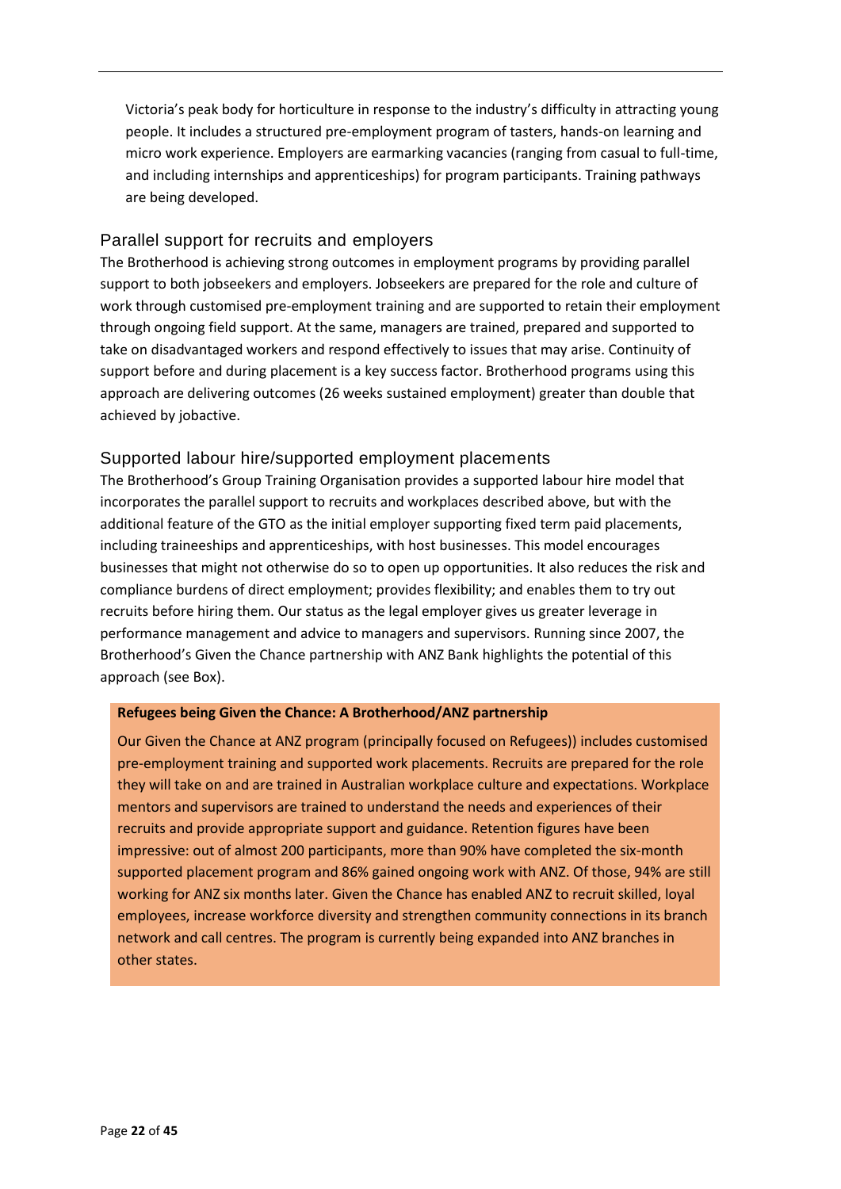Victoria's peak body for horticulture in response to the industry's difficulty in attracting young people. It includes a structured pre-employment program of tasters, hands-on learning and micro work experience. Employers are earmarking vacancies (ranging from casual to full-time, and including internships and apprenticeships) for program participants. Training pathways are being developed.

### Parallel support for recruits and employers

The Brotherhood is achieving strong outcomes in employment programs by providing parallel support to both jobseekers and employers. Jobseekers are prepared for the role and culture of work through customised pre-employment training and are supported to retain their employment through ongoing field support. At the same, managers are trained, prepared and supported to take on disadvantaged workers and respond effectively to issues that may arise. Continuity of support before and during placement is a key success factor. Brotherhood programs using this approach are delivering outcomes (26 weeks sustained employment) greater than double that achieved by jobactive.

### Supported labour hire/supported employment placements

The Brotherhood's Group Training Organisation provides a supported labour hire model that incorporates the parallel support to recruits and workplaces described above, but with the additional feature of the GTO as the initial employer supporting fixed term paid placements, including traineeships and apprenticeships, with host businesses. This model encourages businesses that might not otherwise do so to open up opportunities. It also reduces the risk and compliance burdens of direct employment; provides flexibility; and enables them to try out recruits before hiring them. Our status as the legal employer gives us greater leverage in performance management and advice to managers and supervisors. Running since 2007, the Brotherhood's Given the Chance partnership with ANZ Bank highlights the potential of this approach (see Box).

**Refugees being Given the Chance: A Brotherhood/ANZ partnership**

Our Given the Chance at ANZ program (principally focused on Refugees)) includes customised pre-employment training and supported work placements. Recruits are prepared for the role they will take on and are trained in Australian workplace culture and expectations. Workplace mentors and supervisors are trained to understand the needs and experiences of their recruits and provide appropriate support and guidance. Retention figures have been impressive: out of almost 200 participants, more than 90% have completed the six-month supported placement program and 86% gained ongoing work with ANZ. Of those, 94% are still working for ANZ six months later. Given the Chance has enabled ANZ to recruit skilled, loyal employees, increase workforce diversity and strengthen community connections in its branch network and call centres. The program is currently being expanded into ANZ branches in other states.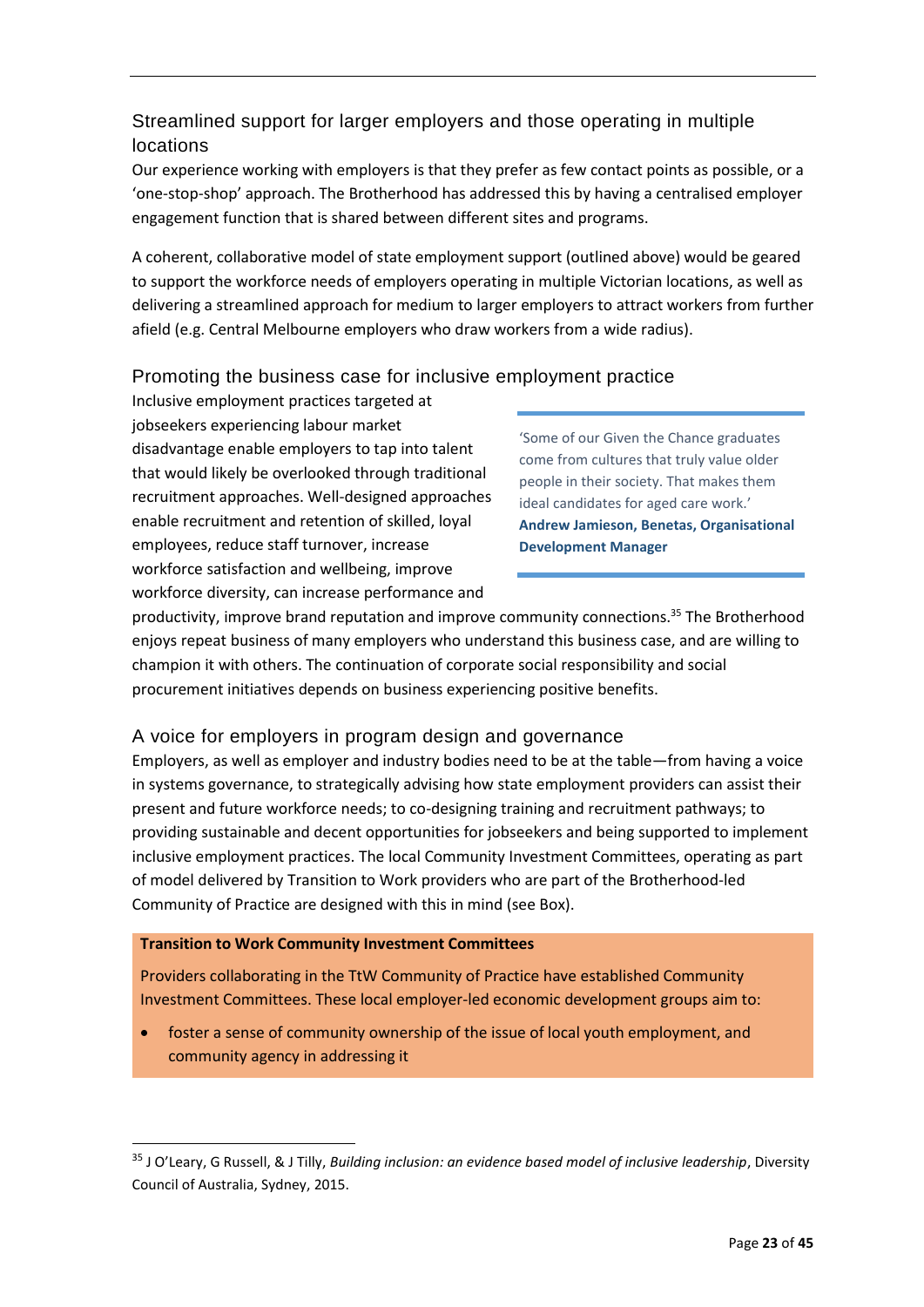### Streamlined support for larger employers and those operating in multiple locations

Our experience working with employers is that they prefer as few contact points as possible, or a 'one-stop-shop' approach. The Brotherhood has addressed this by having a centralised employer engagement function that is shared between different sites and programs.

A coherent, collaborative model of state employment support (outlined above) would be geared to support the workforce needs of employers operating in multiple Victorian locations, as well as delivering a streamlined approach for medium to larger employers to attract workers from further afield (e.g. Central Melbourne employers who draw workers from a wide radius).

### Promoting the business case for inclusive employment practice

Inclusive employment practices targeted at jobseekers experiencing labour market disadvantage enable employers to tap into talent that would likely be overlooked through traditional recruitment approaches. Well-designed approaches enable recruitment and retention of skilled, loyal employees, reduce staff turnover, increase workforce satisfaction and wellbeing, improve workforce diversity, can increase performance and productivity, improve brand reputation and improve community connections.[35] The Brotherhood enjoys repeat business of many employers who understand this business case, and are willing to champion it with others. The continuation of corporate social responsibility and social procurement initiatives depends on business experiencing positive benefits.

> 'Some of our Given the Chance graduates come from cultures that truly value older people in their society. That makes them ideal candidates for aged care work.'
> **Andrew Jamieson, Benetas, Organisational Development Manager**

### A voice for employers in program design and governance

Employers, as well as employer and industry bodies need to be at the table—from having a voice in systems governance, to strategically advising how state employment providers can assist their present and future workforce needs; to co-designing training and recruitment pathways; to providing sustainable and decent opportunities for jobseekers and being supported to implement inclusive employment practices. The local Community Investment Committees, operating as part of model delivered by Transition to Work providers who are part of the Brotherhood-led Community of Practice are designed with this in mind (see Box).

**Transition to Work Community Investment Committees**

Providers collaborating in the TtW Community of Practice have established Community Investment Committees. These local employer-led economic development groups aim to:

- foster a sense of community ownership of the issue of local youth employment, and community agency in addressing it

---

[35] J O'Leary, G Russell, & J Tilly, *Building inclusion: an evidence based model of inclusive leadership*, Diversity Council of Australia, Sydney, 2015.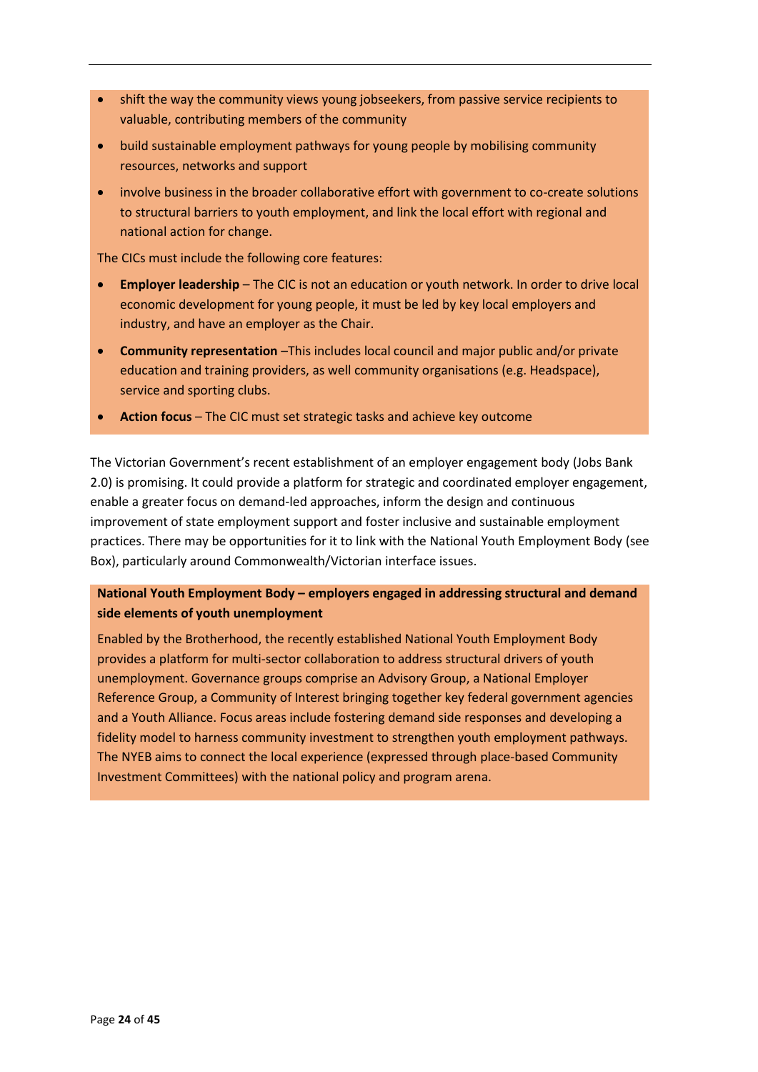- shift the way the community views young jobseekers, from passive service recipients to valuable, contributing members of the community
- build sustainable employment pathways for young people by mobilising community resources, networks and support
- involve business in the broader collaborative effort with government to co-create solutions to structural barriers to youth employment, and link the local effort with regional and national action for change.

The CICs must include the following core features:

- **Employer leadership** – The CIC is not an education or youth network. In order to drive local economic development for young people, it must be led by key local employers and industry, and have an employer as the Chair.
- **Community representation** –This includes local council and major public and/or private education and training providers, as well community organisations (e.g. Headspace), service and sporting clubs.
- **Action focus** – The CIC must set strategic tasks and achieve key outcome

The Victorian Government's recent establishment of an employer engagement body (Jobs Bank 2.0) is promising. It could provide a platform for strategic and coordinated employer engagement, enable a greater focus on demand-led approaches, inform the design and continuous improvement of state employment support and foster inclusive and sustainable employment practices. There may be opportunities for it to link with the National Youth Employment Body (see Box), particularly around Commonwealth/Victorian interface issues.

**National Youth Employment Body – employers engaged in addressing structural and demand side elements of youth unemployment**

Enabled by the Brotherhood, the recently established National Youth Employment Body provides a platform for multi-sector collaboration to address structural drivers of youth unemployment. Governance groups comprise an Advisory Group, a National Employer Reference Group, a Community of Interest bringing together key federal government agencies and a Youth Alliance. Focus areas include fostering demand side responses and developing a fidelity model to harness community investment to strengthen youth employment pathways. The NYEB aims to connect the local experience (expressed through place-based Community Investment Committees) with the national policy and program arena.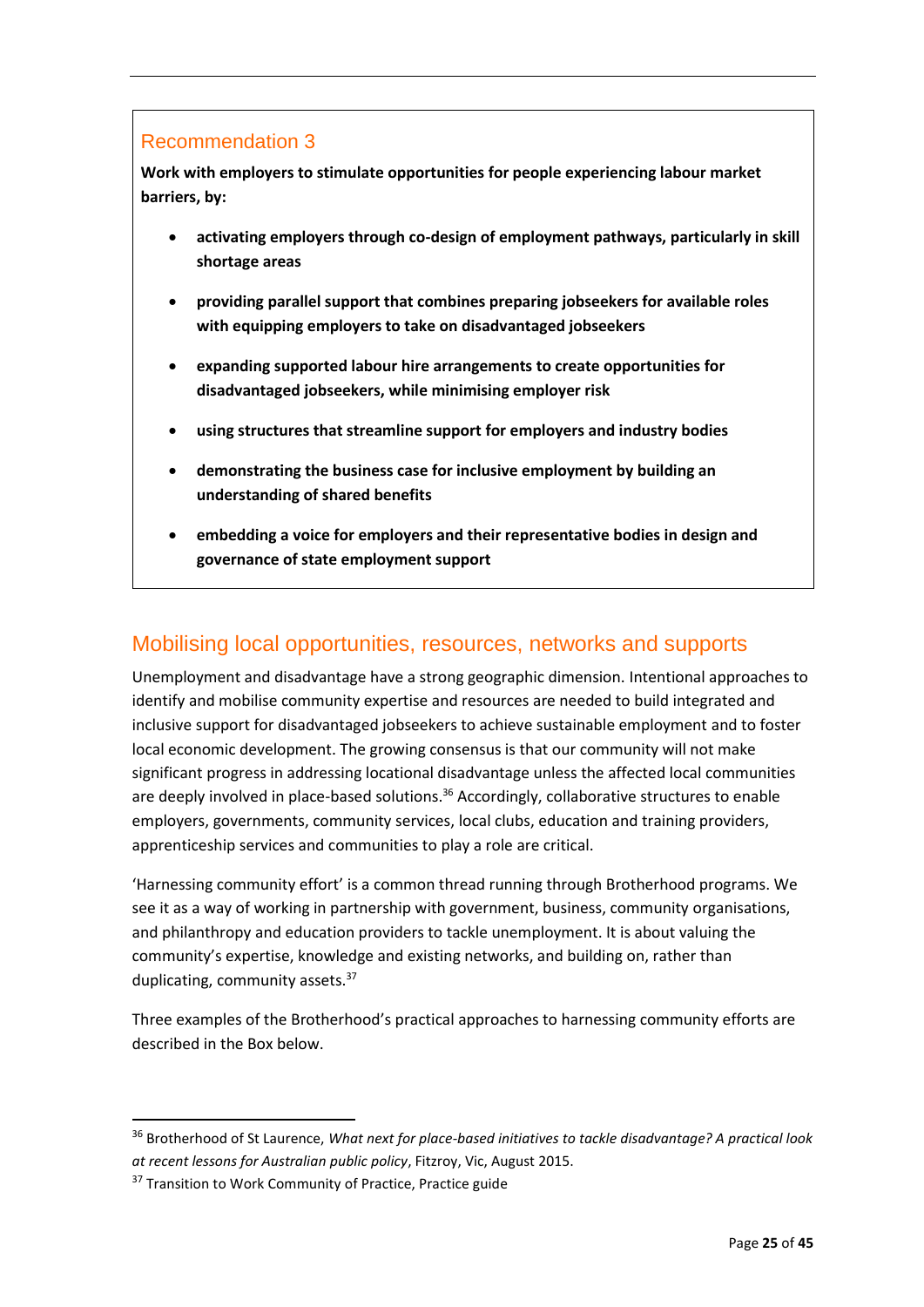## Recommendation 3

**Work with employers to stimulate opportunities for people experiencing labour market barriers, by:**

- **activating employers through co-design of employment pathways, particularly in skill shortage areas**
- **providing parallel support that combines preparing jobseekers for available roles with equipping employers to take on disadvantaged jobseekers**
- **expanding supported labour hire arrangements to create opportunities for disadvantaged jobseekers, while minimising employer risk**
- **using structures that streamline support for employers and industry bodies**
- **demonstrating the business case for inclusive employment by building an understanding of shared benefits**
- **embedding a voice for employers and their representative bodies in design and governance of state employment support**

## Mobilising local opportunities, resources, networks and supports

Unemployment and disadvantage have a strong geographic dimension. Intentional approaches to identify and mobilise community expertise and resources are needed to build integrated and inclusive support for disadvantaged jobseekers to achieve sustainable employment and to foster local economic development. The growing consensus is that our community will not make significant progress in addressing locational disadvantage unless the affected local communities are deeply involved in place-based solutions.[36] Accordingly, collaborative structures to enable employers, governments, community services, local clubs, education and training providers, apprenticeship services and communities to play a role are critical.

'Harnessing community effort' is a common thread running through Brotherhood programs. We see it as a way of working in partnership with government, business, community organisations, and philanthropy and education providers to tackle unemployment. It is about valuing the community's expertise, knowledge and existing networks, and building on, rather than duplicating, community assets.[37]

Three examples of the Brotherhood's practical approaches to harnessing community efforts are described in the Box below.

---

[36] Brotherhood of St Laurence, *What next for place-based initiatives to tackle disadvantage? A practical look at recent lessons for Australian public policy*, Fitzroy, Vic, August 2015.

[37] Transition to Work Community of Practice, Practice guide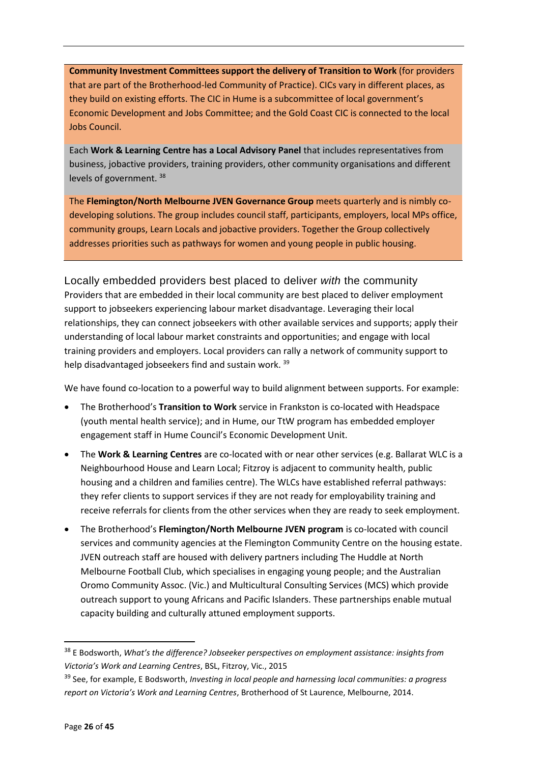**Community Investment Committees support the delivery of Transition to Work** (for providers that are part of the Brotherhood-led Community of Practice). CICs vary in different places, as they build on existing efforts. The CIC in Hume is a subcommittee of local government's Economic Development and Jobs Committee; and the Gold Coast CIC is connected to the local Jobs Council.

Each **Work & Learning Centre has a Local Advisory Panel** that includes representatives from business, jobactive providers, training providers, other community organisations and different levels of government. [38]

The **Flemington/North Melbourne JVEN Governance Group** meets quarterly and is nimbly co-developing solutions. The group includes council staff, participants, employers, local MPs office, community groups, Learn Locals and jobactive providers. Together the Group collectively addresses priorities such as pathways for women and young people in public housing.

## Locally embedded providers best placed to deliver *with* the community

Providers that are embedded in their local community are best placed to deliver employment support to jobseekers experiencing labour market disadvantage. Leveraging their local relationships, they can connect jobseekers with other available services and supports; apply their understanding of local labour market constraints and opportunities; and engage with local training providers and employers. Local providers can rally a network of community support to help disadvantaged jobseekers find and sustain work. [39]

We have found co-location to a powerful way to build alignment between supports. For example:

- The Brotherhood's **Transition to Work** service in Frankston is co-located with Headspace (youth mental health service); and in Hume, our TtW program has embedded employer engagement staff in Hume Council's Economic Development Unit.
- The **Work & Learning Centres** are co-located with or near other services (e.g. Ballarat WLC is a Neighbourhood House and Learn Local; Fitzroy is adjacent to community health, public housing and a children and families centre). The WLCs have established referral pathways: they refer clients to support services if they are not ready for employability training and receive referrals for clients from the other services when they are ready to seek employment.
- The Brotherhood's **Flemington/North Melbourne JVEN program** is co-located with council services and community agencies at the Flemington Community Centre on the housing estate. JVEN outreach staff are housed with delivery partners including The Huddle at North Melbourne Football Club, which specialises in engaging young people; and the Australian Oromo Community Assoc. (Vic.) and Multicultural Consulting Services (MCS) which provide outreach support to young Africans and Pacific Islanders. These partnerships enable mutual capacity building and culturally attuned employment supports.

---

[38] E Bodsworth, *What's the difference? Jobseeker perspectives on employment assistance: insights from Victoria's Work and Learning Centres*, BSL, Fitzroy, Vic., 2015

[39] See, for example, E Bodsworth, *Investing in local people and harnessing local communities: a progress report on Victoria's Work and Learning Centres*, Brotherhood of St Laurence, Melbourne, 2014.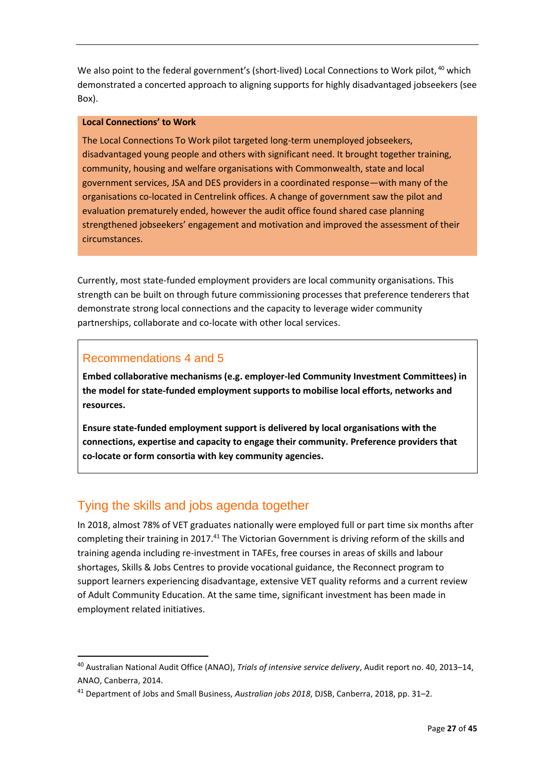We also point to the federal government's (short-lived) Local Connections to Work pilot,[40] which demonstrated a concerted approach to aligning supports for highly disadvantaged jobseekers (see Box).

**Local Connections' to Work**

The Local Connections To Work pilot targeted long-term unemployed jobseekers, disadvantaged young people and others with significant need. It brought together training, community, housing and welfare organisations with Commonwealth, state and local government services, JSA and DES providers in a coordinated response—with many of the organisations co-located in Centrelink offices. A change of government saw the pilot and evaluation prematurely ended, however the audit office found shared case planning strengthened jobseekers' engagement and motivation and improved the assessment of their circumstances.

Currently, most state-funded employment providers are local community organisations. This strength can be built on through future commissioning processes that preference tenderers that demonstrate strong local connections and the capacity to leverage wider community partnerships, collaborate and co-locate with other local services.

### Recommendations 4 and 5

**Embed collaborative mechanisms (e.g. employer-led Community Investment Committees) in the model for state-funded employment supports to mobilise local efforts, networks and resources.**

**Ensure state-funded employment support is delivered by local organisations with the connections, expertise and capacity to engage their community. Preference providers that co-locate or form consortia with key community agencies.**

## Tying the skills and jobs agenda together

In 2018, almost 78% of VET graduates nationally were employed full or part time six months after completing their training in 2017.[41] The Victorian Government is driving reform of the skills and training agenda including re-investment in TAFEs, free courses in areas of skills and labour shortages, Skills & Jobs Centres to provide vocational guidance, the Reconnect program to support learners experiencing disadvantage, extensive VET quality reforms and a current review of Adult Community Education. At the same time, significant investment has been made in employment related initiatives.

---

[40] Australian National Audit Office (ANAO), *Trials of intensive service delivery*, Audit report no. 40, 2013–14, ANAO, Canberra, 2014.

[41] Department of Jobs and Small Business, *Australian jobs 2018*, DJSB, Canberra, 2018, pp. 31–2.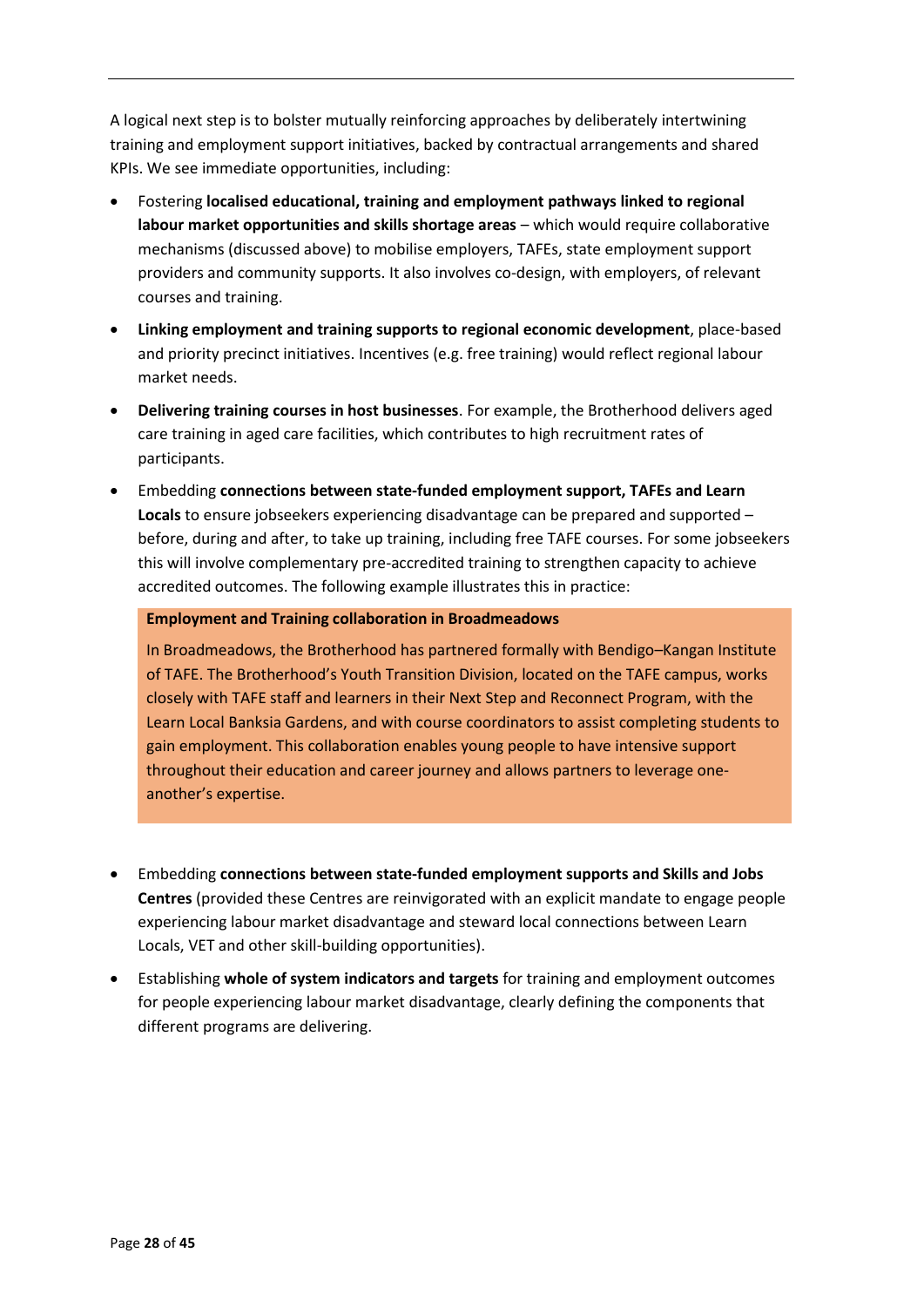A logical next step is to bolster mutually reinforcing approaches by deliberately intertwining training and employment support initiatives, backed by contractual arrangements and shared KPIs. We see immediate opportunities, including:

- Fostering **localised educational, training and employment pathways linked to regional labour market opportunities and skills shortage areas** – which would require collaborative mechanisms (discussed above) to mobilise employers, TAFEs, state employment support providers and community supports. It also involves co-design, with employers, of relevant courses and training.
- **Linking employment and training supports to regional economic development**, place-based and priority precinct initiatives. Incentives (e.g. free training) would reflect regional labour market needs.
- **Delivering training courses in host businesses**. For example, the Brotherhood delivers aged care training in aged care facilities, which contributes to high recruitment rates of participants.
- Embedding **connections between state-funded employment support, TAFEs and Learn Locals** to ensure jobseekers experiencing disadvantage can be prepared and supported – before, during and after, to take up training, including free TAFE courses. For some jobseekers this will involve complementary pre-accredited training to strengthen capacity to achieve accredited outcomes. The following example illustrates this in practice:

> **Employment and Training collaboration in Broadmeadows**
>
> In Broadmeadows, the Brotherhood has partnered formally with Bendigo–Kangan Institute of TAFE. The Brotherhood's Youth Transition Division, located on the TAFE campus, works closely with TAFE staff and learners in their Next Step and Reconnect Program, with the Learn Local Banksia Gardens, and with course coordinators to assist completing students to gain employment. This collaboration enables young people to have intensive support throughout their education and career journey and allows partners to leverage one-another's expertise.

- Embedding **connections between state-funded employment supports and Skills and Jobs Centres** (provided these Centres are reinvigorated with an explicit mandate to engage people experiencing labour market disadvantage and steward local connections between Learn Locals, VET and other skill-building opportunities).
- Establishing **whole of system indicators and targets** for training and employment outcomes for people experiencing labour market disadvantage, clearly defining the components that different programs are delivering.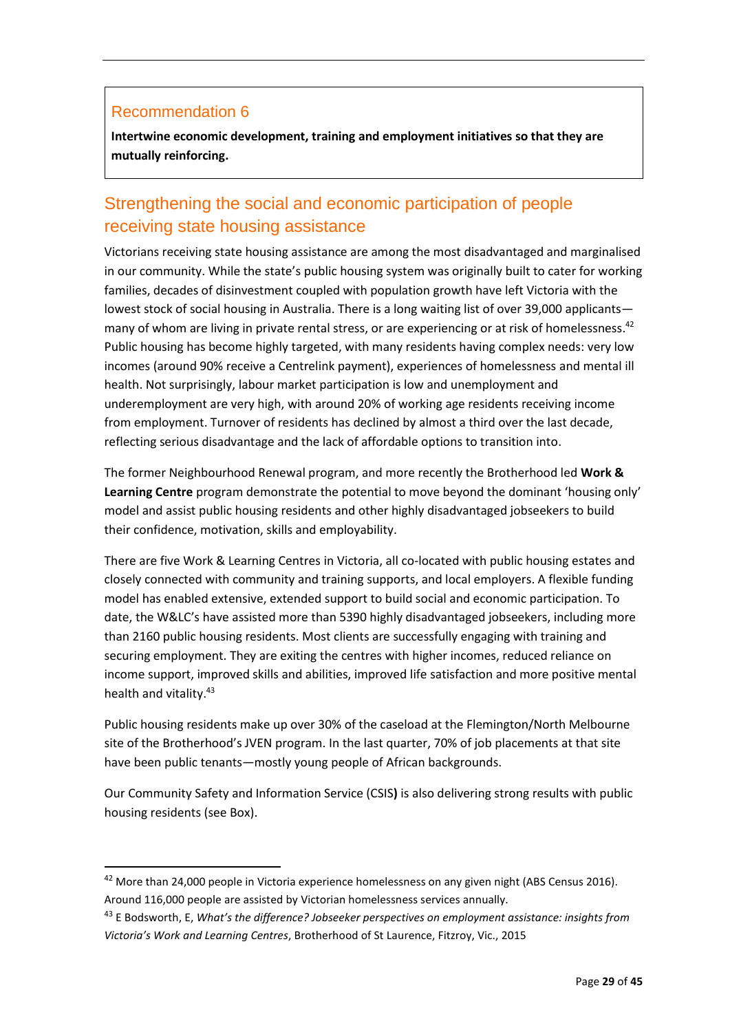## Recommendation 6

**Intertwine economic development, training and employment initiatives so that they are mutually reinforcing.**

## Strengthening the social and economic participation of people receiving state housing assistance

Victorians receiving state housing assistance are among the most disadvantaged and marginalised in our community. While the state's public housing system was originally built to cater for working families, decades of disinvestment coupled with population growth have left Victoria with the lowest stock of social housing in Australia. There is a long waiting list of over 39,000 applicants—many of whom are living in private rental stress, or are experiencing or at risk of homelessness.[42] Public housing has become highly targeted, with many residents having complex needs: very low incomes (around 90% receive a Centrelink payment), experiences of homelessness and mental ill health. Not surprisingly, labour market participation is low and unemployment and underemployment are very high, with around 20% of working age residents receiving income from employment. Turnover of residents has declined by almost a third over the last decade, reflecting serious disadvantage and the lack of affordable options to transition into.

The former Neighbourhood Renewal program, and more recently the Brotherhood led **Work & Learning Centre** program demonstrate the potential to move beyond the dominant 'housing only' model and assist public housing residents and other highly disadvantaged jobseekers to build their confidence, motivation, skills and employability.

There are five Work & Learning Centres in Victoria, all co-located with public housing estates and closely connected with community and training supports, and local employers. A flexible funding model has enabled extensive, extended support to build social and economic participation. To date, the W&LC's have assisted more than 5390 highly disadvantaged jobseekers, including more than 2160 public housing residents. Most clients are successfully engaging with training and securing employment. They are exiting the centres with higher incomes, reduced reliance on income support, improved skills and abilities, improved life satisfaction and more positive mental health and vitality.[43]

Public housing residents make up over 30% of the caseload at the Flemington/North Melbourne site of the Brotherhood's JVEN program. In the last quarter, 70% of job placements at that site have been public tenants—mostly young people of African backgrounds.

Our Community Safety and Information Service (CSIS**)** is also delivering strong results with public housing residents (see Box).

---

[42] More than 24,000 people in Victoria experience homelessness on any given night (ABS Census 2016). Around 116,000 people are assisted by Victorian homelessness services annually.

[43] E Bodsworth, E, *What's the difference? Jobseeker perspectives on employment assistance: insights from Victoria's Work and Learning Centres*, Brotherhood of St Laurence, Fitzroy, Vic., 2015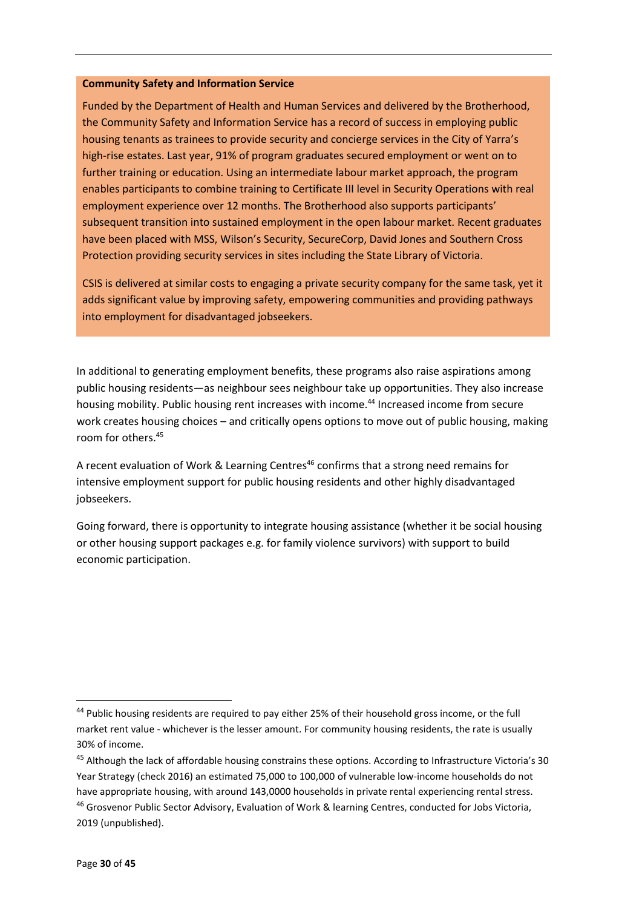**Community Safety and Information Service**

Funded by the Department of Health and Human Services and delivered by the Brotherhood, the Community Safety and Information Service has a record of success in employing public housing tenants as trainees to provide security and concierge services in the City of Yarra's high-rise estates. Last year, 91% of program graduates secured employment or went on to further training or education. Using an intermediate labour market approach, the program enables participants to combine training to Certificate III level in Security Operations with real employment experience over 12 months. The Brotherhood also supports participants' subsequent transition into sustained employment in the open labour market. Recent graduates have been placed with MSS, Wilson's Security, SecureCorp, David Jones and Southern Cross Protection providing security services in sites including the State Library of Victoria.

CSIS is delivered at similar costs to engaging a private security company for the same task, yet it adds significant value by improving safety, empowering communities and providing pathways into employment for disadvantaged jobseekers.

In additional to generating employment benefits, these programs also raise aspirations among public housing residents—as neighbour sees neighbour take up opportunities. They also increase housing mobility. Public housing rent increases with income.[44] Increased income from secure work creates housing choices – and critically opens options to move out of public housing, making room for others.[45]

A recent evaluation of Work & Learning Centres[46] confirms that a strong need remains for intensive employment support for public housing residents and other highly disadvantaged jobseekers.

Going forward, there is opportunity to integrate housing assistance (whether it be social housing or other housing support packages e.g. for family violence survivors) with support to build economic participation.

---

[44] Public housing residents are required to pay either 25% of their household gross income, or the full market rent value - whichever is the lesser amount. For community housing residents, the rate is usually 30% of income.

[45] Although the lack of affordable housing constrains these options. According to Infrastructure Victoria's 30 Year Strategy (check 2016) an estimated 75,000 to 100,000 of vulnerable low-income households do not have appropriate housing, with around 143,0000 households in private rental experiencing rental stress.

[46] Grosvenor Public Sector Advisory, Evaluation of Work & learning Centres, conducted for Jobs Victoria, 2019 (unpublished).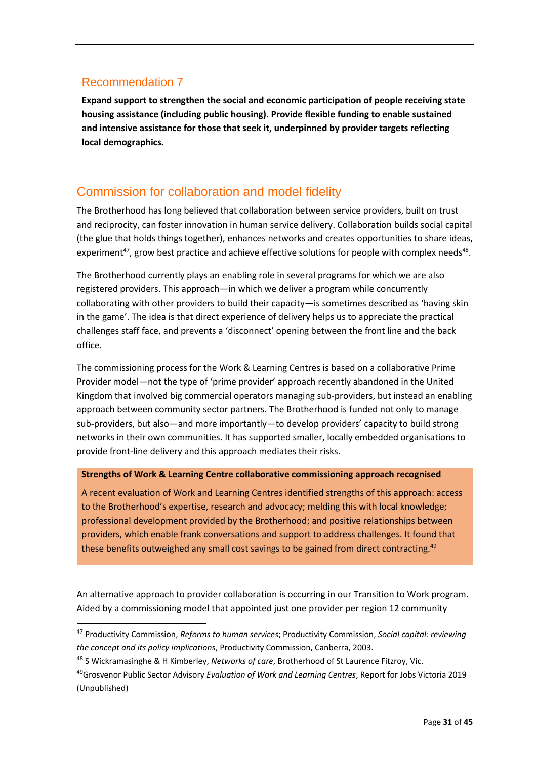## Recommendation 7

**Expand support to strengthen the social and economic participation of people receiving state housing assistance (including public housing). Provide flexible funding to enable sustained and intensive assistance for those that seek it, underpinned by provider targets reflecting local demographics.**

## Commission for collaboration and model fidelity

The Brotherhood has long believed that collaboration between service providers, built on trust and reciprocity, can foster innovation in human service delivery. Collaboration builds social capital (the glue that holds things together), enhances networks and creates opportunities to share ideas, experiment[47], grow best practice and achieve effective solutions for people with complex needs[48].

The Brotherhood currently plays an enabling role in several programs for which we are also registered providers. This approach—in which we deliver a program while concurrently collaborating with other providers to build their capacity—is sometimes described as 'having skin in the game'. The idea is that direct experience of delivery helps us to appreciate the practical challenges staff face, and prevents a 'disconnect' opening between the front line and the back office.

The commissioning process for the Work & Learning Centres is based on a collaborative Prime Provider model—not the type of 'prime provider' approach recently abandoned in the United Kingdom that involved big commercial operators managing sub-providers, but instead an enabling approach between community sector partners. The Brotherhood is funded not only to manage sub-providers, but also—and more importantly—to develop providers' capacity to build strong networks in their own communities. It has supported smaller, locally embedded organisations to provide front-line delivery and this approach mediates their risks.

**Strengths of Work & Learning Centre collaborative commissioning approach recognised**

A recent evaluation of Work and Learning Centres identified strengths of this approach: access to the Brotherhood's expertise, research and advocacy; melding this with local knowledge; professional development provided by the Brotherhood; and positive relationships between providers, which enable frank conversations and support to address challenges. It found that these benefits outweighed any small cost savings to be gained from direct contracting.[49]

An alternative approach to provider collaboration is occurring in our Transition to Work program. Aided by a commissioning model that appointed just one provider per region 12 community

---

[47] Productivity Commission, *Reforms to human services*; Productivity Commission, *Social capital: reviewing the concept and its policy implications*, Productivity Commission, Canberra, 2003.

[48] S Wickramasinghe & H Kimberley, *Networks of care*, Brotherhood of St Laurence Fitzroy, Vic.

[49] Grosvenor Public Sector Advisory *Evaluation of Work and Learning Centres*, Report for Jobs Victoria 2019 (Unpublished)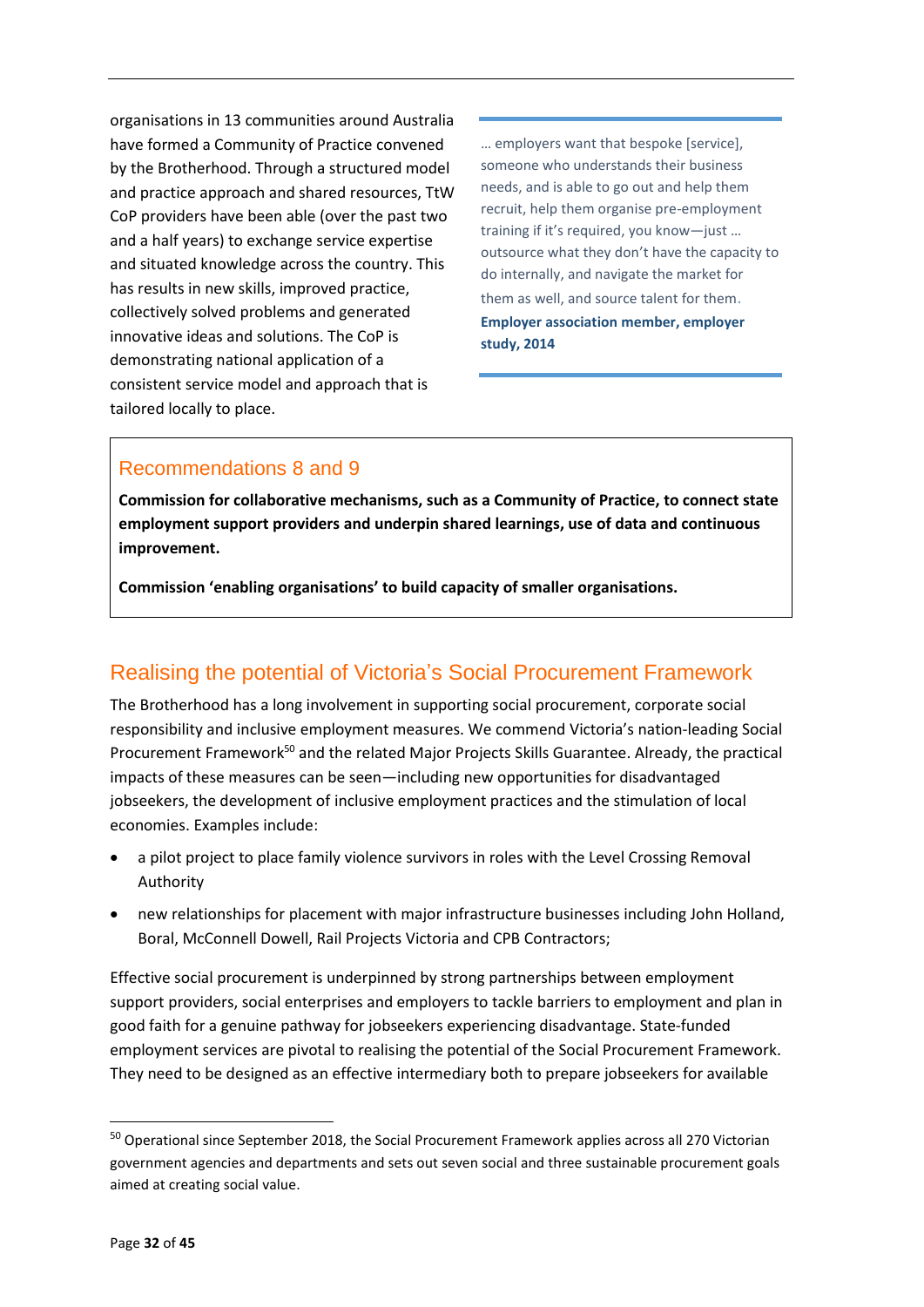organisations in 13 communities around Australia have formed a Community of Practice convened by the Brotherhood. Through a structured model and practice approach and shared resources, TtW CoP providers have been able (over the past two and a half years) to exchange service expertise and situated knowledge across the country. This has results in new skills, improved practice, collectively solved problems and generated innovative ideas and solutions. The CoP is demonstrating national application of a consistent service model and approach that is tailored locally to place.

> … employers want that bespoke [service], someone who understands their business needs, and is able to go out and help them recruit, help them organise pre-employment training if it's required, you know—just … outsource what they don't have the capacity to do internally, and navigate the market for them as well, and source talent for them.
>
> **Employer association member, employer study, 2014**

## Recommendations 8 and 9

**Commission for collaborative mechanisms, such as a Community of Practice, to connect state employment support providers and underpin shared learnings, use of data and continuous improvement.**

**Commission 'enabling organisations' to build capacity of smaller organisations.**

## Realising the potential of Victoria's Social Procurement Framework

The Brotherhood has a long involvement in supporting social procurement, corporate social responsibility and inclusive employment measures. We commend Victoria's nation-leading Social Procurement Framework[50] and the related Major Projects Skills Guarantee. Already, the practical impacts of these measures can be seen—including new opportunities for disadvantaged jobseekers, the development of inclusive employment practices and the stimulation of local economies. Examples include:

- a pilot project to place family violence survivors in roles with the Level Crossing Removal Authority
- new relationships for placement with major infrastructure businesses including John Holland, Boral, McConnell Dowell, Rail Projects Victoria and CPB Contractors;

Effective social procurement is underpinned by strong partnerships between employment support providers, social enterprises and employers to tackle barriers to employment and plan in good faith for a genuine pathway for jobseekers experiencing disadvantage. State-funded employment services are pivotal to realising the potential of the Social Procurement Framework. They need to be designed as an effective intermediary both to prepare jobseekers for available

---

[50] Operational since September 2018, the Social Procurement Framework applies across all 270 Victorian government agencies and departments and sets out seven social and three sustainable procurement goals aimed at creating social value.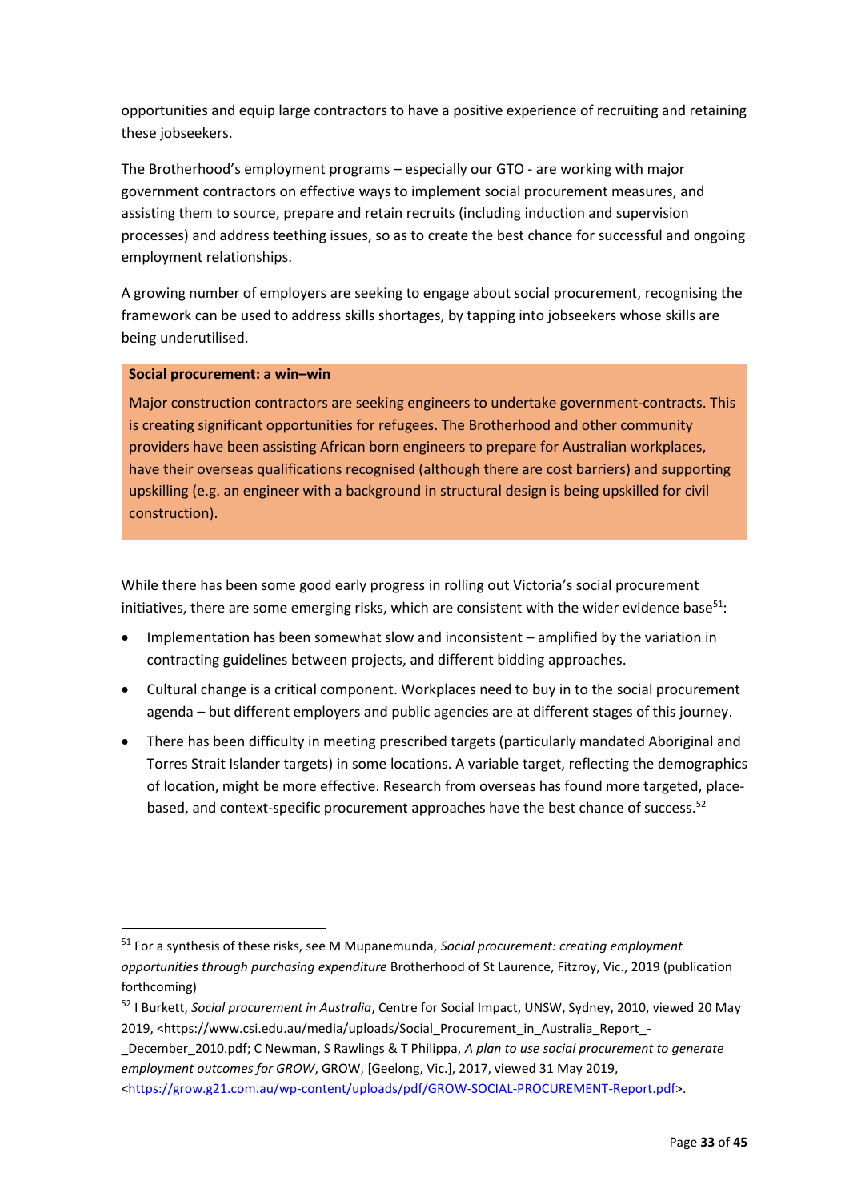opportunities and equip large contractors to have a positive experience of recruiting and retaining these jobseekers.

The Brotherhood's employment programs – especially our GTO - are working with major government contractors on effective ways to implement social procurement measures, and assisting them to source, prepare and retain recruits (including induction and supervision processes) and address teething issues, so as to create the best chance for successful and ongoing employment relationships.

A growing number of employers are seeking to engage about social procurement, recognising the framework can be used to address skills shortages, by tapping into jobseekers whose skills are being underutilised.

**Social procurement: a win–win**

Major construction contractors are seeking engineers to undertake government-contracts. This is creating significant opportunities for refugees. The Brotherhood and other community providers have been assisting African born engineers to prepare for Australian workplaces, have their overseas qualifications recognised (although there are cost barriers) and supporting upskilling (e.g. an engineer with a background in structural design is being upskilled for civil construction).

While there has been some good early progress in rolling out Victoria's social procurement initiatives, there are some emerging risks, which are consistent with the wider evidence base[51]:

- Implementation has been somewhat slow and inconsistent – amplified by the variation in contracting guidelines between projects, and different bidding approaches.
- Cultural change is a critical component. Workplaces need to buy in to the social procurement agenda – but different employers and public agencies are at different stages of this journey.
- There has been difficulty in meeting prescribed targets (particularly mandated Aboriginal and Torres Strait Islander targets) in some locations. A variable target, reflecting the demographics of location, might be more effective. Research from overseas has found more targeted, place-based, and context-specific procurement approaches have the best chance of success.[52]

---

[51] For a synthesis of these risks, see M Mupanemunda, *Social procurement: creating employment opportunities through purchasing expenditure* Brotherhood of St Laurence, Fitzroy, Vic., 2019 (publication forthcoming)

[52] I Burkett, *Social procurement in Australia*, Centre for Social Impact, UNSW, Sydney, 2010, viewed 20 May 2019, <https://www.csi.edu.au/media/uploads/Social_Procurement_in_Australia_Report_-_December_2010.pdf; C Newman, S Rawlings & T Philippa, *A plan to use social procurement to generate employment outcomes for GROW*, GROW, [Geelong, Vic.], 2017, viewed 31 May 2019, <https://grow.g21.com.au/wp-content/uploads/pdf/GROW-SOCIAL-PROCUREMENT-Report.pdf>.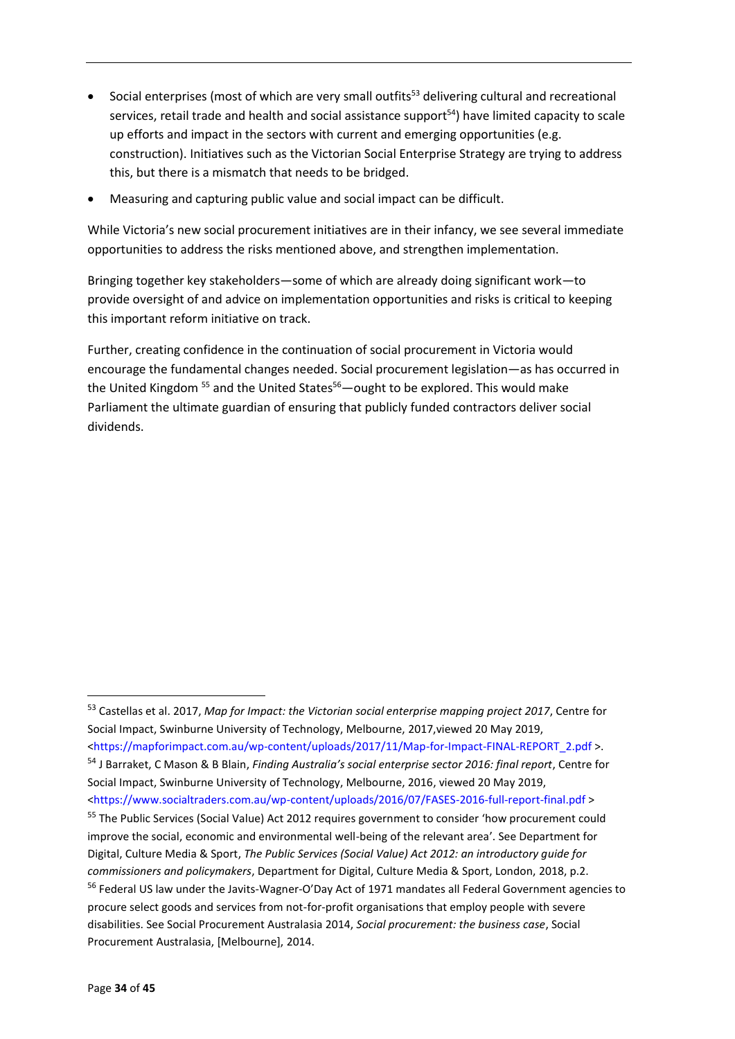- Social enterprises (most of which are very small outfits[53] delivering cultural and recreational services, retail trade and health and social assistance support[54]) have limited capacity to scale up efforts and impact in the sectors with current and emerging opportunities (e.g. construction). Initiatives such as the Victorian Social Enterprise Strategy are trying to address this, but there is a mismatch that needs to be bridged.
- Measuring and capturing public value and social impact can be difficult.

While Victoria's new social procurement initiatives are in their infancy, we see several immediate opportunities to address the risks mentioned above, and strengthen implementation.

Bringing together key stakeholders—some of which are already doing significant work—to provide oversight of and advice on implementation opportunities and risks is critical to keeping this important reform initiative on track.

Further, creating confidence in the continuation of social procurement in Victoria would encourage the fundamental changes needed. Social procurement legislation—as has occurred in the United Kingdom [55] and the United States[56]—ought to be explored. This would make Parliament the ultimate guardian of ensuring that publicly funded contractors deliver social dividends.

---

[53] Castellas et al. 2017, *Map for Impact: the Victorian social enterprise mapping project 2017*, Centre for Social Impact, Swinburne University of Technology, Melbourne, 2017,viewed 20 May 2019, <https://mapforimpact.com.au/wp-content/uploads/2017/11/Map-for-Impact-FINAL-REPORT_2.pdf >.

[54] J Barraket, C Mason & B Blain, *Finding Australia's social enterprise sector 2016: final report*, Centre for Social Impact, Swinburne University of Technology, Melbourne, 2016, viewed 20 May 2019, <https://www.socialtraders.com.au/wp-content/uploads/2016/07/FASES-2016-full-report-final.pdf >

[55] The Public Services (Social Value) Act 2012 requires government to consider 'how procurement could improve the social, economic and environmental well-being of the relevant area'. See Department for Digital, Culture Media & Sport, *The Public Services (Social Value) Act 2012: an introductory guide for commissioners and policymakers*, Department for Digital, Culture Media & Sport, London, 2018, p.2.

[56] Federal US law under the Javits-Wagner-O'Day Act of 1971 mandates all Federal Government agencies to procure select goods and services from not-for-profit organisations that employ people with severe disabilities. See Social Procurement Australasia 2014, *Social procurement: the business case*, Social Procurement Australasia, [Melbourne], 2014.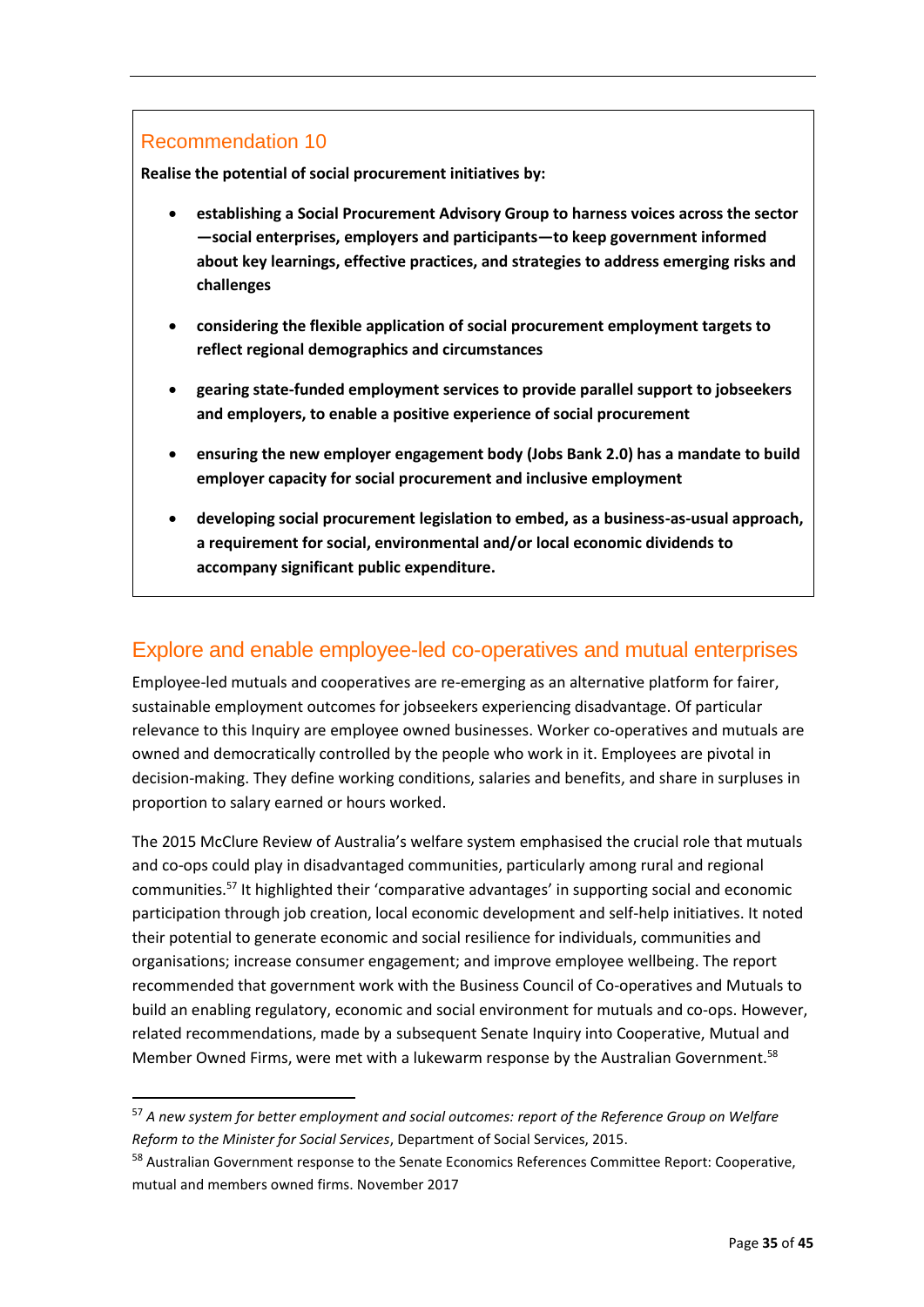### Recommendation 10

**Realise the potential of social procurement initiatives by:**

- **establishing a Social Procurement Advisory Group to harness voices across the sector —social enterprises, employers and participants—to keep government informed about key learnings, effective practices, and strategies to address emerging risks and challenges**
- **considering the flexible application of social procurement employment targets to reflect regional demographics and circumstances**
- **gearing state-funded employment services to provide parallel support to jobseekers and employers, to enable a positive experience of social procurement**
- **ensuring the new employer engagement body (Jobs Bank 2.0) has a mandate to build employer capacity for social procurement and inclusive employment**
- **developing social procurement legislation to embed, as a business-as-usual approach, a requirement for social, environmental and/or local economic dividends to accompany significant public expenditure.**

## Explore and enable employee-led co-operatives and mutual enterprises

Employee-led mutuals and cooperatives are re-emerging as an alternative platform for fairer, sustainable employment outcomes for jobseekers experiencing disadvantage. Of particular relevance to this Inquiry are employee owned businesses. Worker co-operatives and mutuals are owned and democratically controlled by the people who work in it. Employees are pivotal in decision-making. They define working conditions, salaries and benefits, and share in surpluses in proportion to salary earned or hours worked.

The 2015 McClure Review of Australia's welfare system emphasised the crucial role that mutuals and co-ops could play in disadvantaged communities, particularly among rural and regional communities.[57] It highlighted their 'comparative advantages' in supporting social and economic participation through job creation, local economic development and self-help initiatives. It noted their potential to generate economic and social resilience for individuals, communities and organisations; increase consumer engagement; and improve employee wellbeing. The report recommended that government work with the Business Council of Co-operatives and Mutuals to build an enabling regulatory, economic and social environment for mutuals and co-ops. However, related recommendations, made by a subsequent Senate Inquiry into Cooperative, Mutual and Member Owned Firms, were met with a lukewarm response by the Australian Government.[58]

---

[57] *A new system for better employment and social outcomes: report of the Reference Group on Welfare Reform to the Minister for Social Services*, Department of Social Services, 2015.

[58] Australian Government response to the Senate Economics References Committee Report: Cooperative, mutual and members owned firms. November 2017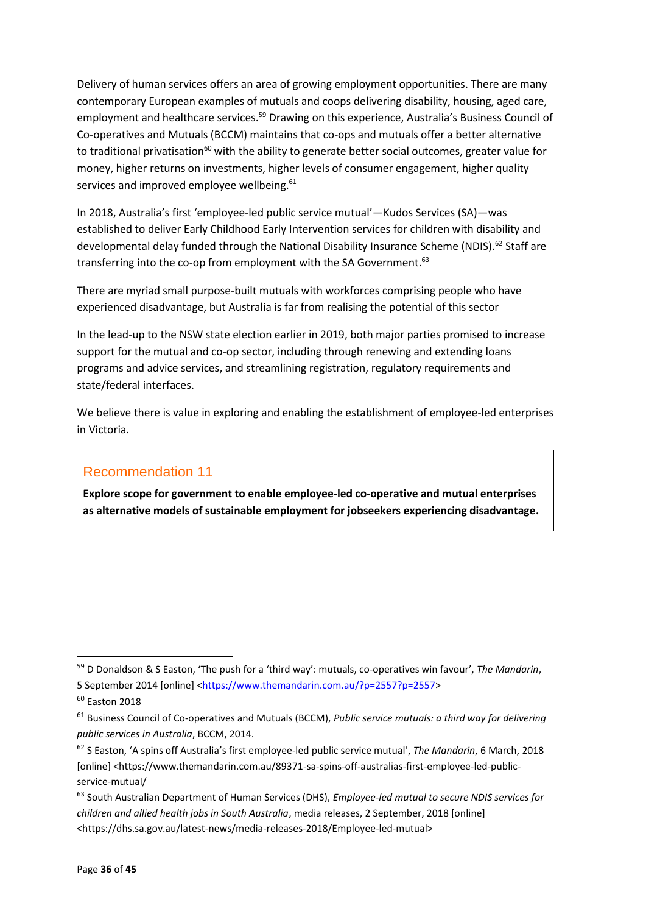Delivery of human services offers an area of growing employment opportunities. There are many contemporary European examples of mutuals and coops delivering disability, housing, aged care, employment and healthcare services.[59] Drawing on this experience, Australia's Business Council of Co-operatives and Mutuals (BCCM) maintains that co-ops and mutuals offer a better alternative to traditional privatisation[60] with the ability to generate better social outcomes, greater value for money, higher returns on investments, higher levels of consumer engagement, higher quality services and improved employee wellbeing.[61]

In 2018, Australia's first 'employee-led public service mutual'—Kudos Services (SA)—was established to deliver Early Childhood Early Intervention services for children with disability and developmental delay funded through the National Disability Insurance Scheme (NDIS).[62] Staff are transferring into the co-op from employment with the SA Government.[63]

There are myriad small purpose-built mutuals with workforces comprising people who have experienced disadvantage, but Australia is far from realising the potential of this sector

In the lead-up to the NSW state election earlier in 2019, both major parties promised to increase support for the mutual and co-op sector, including through renewing and extending loans programs and advice services, and streamlining registration, regulatory requirements and state/federal interfaces.

We believe there is value in exploring and enabling the establishment of employee-led enterprises in Victoria.

> ### Recommendation 11
>
> **Explore scope for government to enable employee-led co-operative and mutual enterprises as alternative models of sustainable employment for jobseekers experiencing disadvantage.**

---

[59] D Donaldson & S Easton, 'The push for a 'third way': mutuals, co-operatives win favour', *The Mandarin*, 5 September 2014 [online] <https://www.themandarin.com.au/?p=2557?p=2557>

[60] Easton 2018

[61] Business Council of Co-operatives and Mutuals (BCCM), *Public service mutuals: a third way for delivering public services in Australia*, BCCM, 2014.

[62] S Easton, 'A spins off Australia's first employee-led public service mutual', *The Mandarin*, 6 March, 2018 [online] <https://www.themandarin.com.au/89371-sa-spins-off-australias-first-employee-led-public-service-mutual/

[63] South Australian Department of Human Services (DHS), *Employee-led mutual to secure NDIS services for children and allied health jobs in South Australia*, media releases, 2 September, 2018 [online] <https://dhs.sa.gov.au/latest-news/media-releases-2018/Employee-led-mutual>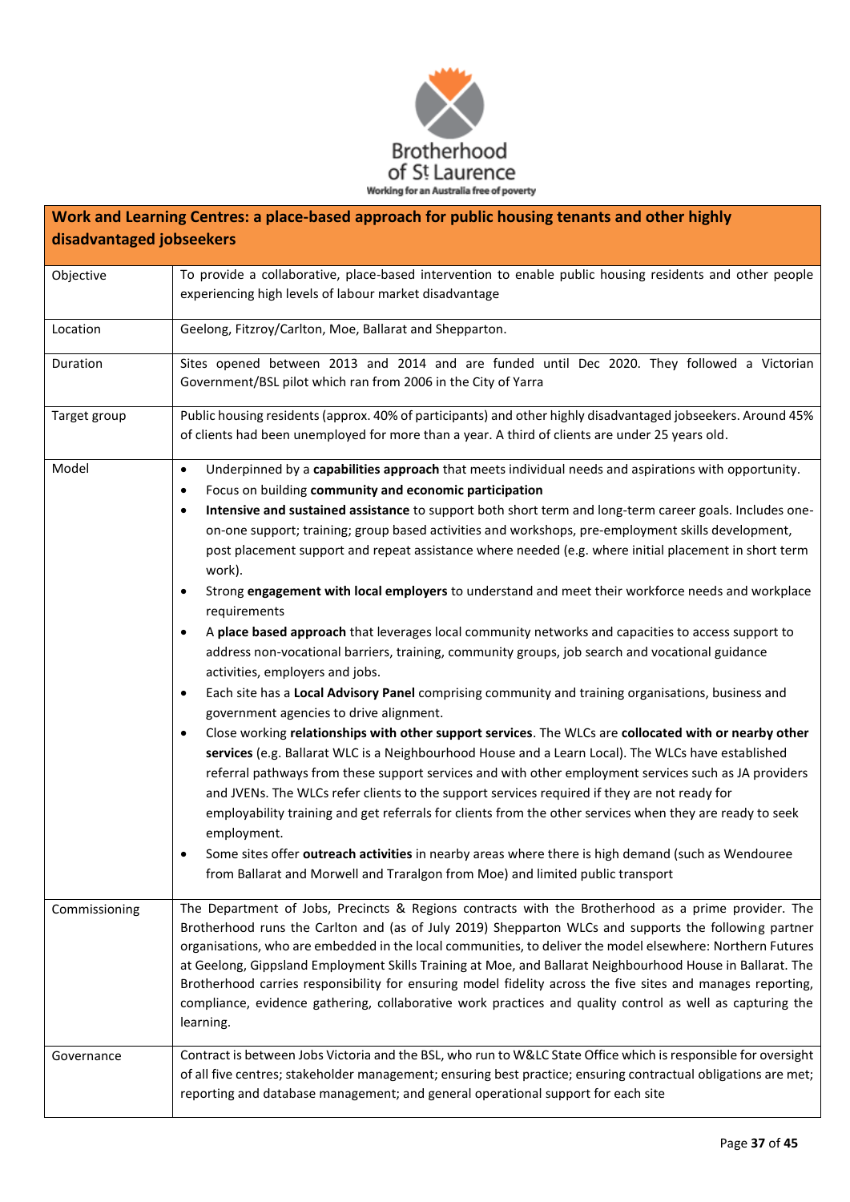| Work and Learning Centres: a place-based approach for public housing tenants and other highly disadvantaged jobseekers | |
|---|---|
| Objective | To provide a collaborative, place-based intervention to enable public housing residents and other people experiencing high levels of labour market disadvantage |
| Location | Geelong, Fitzroy/Carlton, Moe, Ballarat and Shepparton. |
| Duration | Sites opened between 2013 and 2014 and are funded until Dec 2020. They followed a Victorian Government/BSL pilot which ran from 2006 in the City of Yarra |
| Target group | Public housing residents (approx. 40% of participants) and other highly disadvantaged jobseekers. Around 45% of clients had been unemployed for more than a year. A third of clients are under 25 years old. |
| Model | • Underpinned by a **capabilities approach** that meets individual needs and aspirations with opportunity.<br>• Focus on building **community and economic participation**<br>• **Intensive and sustained assistance** to support both short term and long-term career goals. Includes one-on-one support; training; group based activities and workshops, pre-employment skills development, post placement support and repeat assistance where needed (e.g. where initial placement in short term work).<br>• Strong **engagement with local employers** to understand and meet their workforce needs and workplace requirements<br>• A **place based approach** that leverages local community networks and capacities to access support to address non-vocational barriers, training, community groups, job search and vocational guidance activities, employers and jobs.<br>• Each site has a **Local Advisory Panel** comprising community and training organisations, business and government agencies to drive alignment.<br>• Close working **relationships with other support services**. The WLCs are **collocated with or nearby other services** (e.g. Ballarat WLC is a Neighbourhood House and a Learn Local). The WLCs have established referral pathways from these support services and with other employment services such as JA providers and JVENs. The WLCs refer clients to the support services required if they are not ready for employability training and get referrals for clients from the other services when they are ready to seek employment.<br>• Some sites offer **outreach activities** in nearby areas where there is high demand (such as Wendouree from Ballarat and Morwell and Traralgon from Moe) and limited public transport |
| Commissioning | The Department of Jobs, Precincts & Regions contracts with the Brotherhood as a prime provider. The Brotherhood runs the Carlton and (as of July 2019) Shepparton WLCs and supports the following partner organisations, who are embedded in the local communities, to deliver the model elsewhere: Northern Futures at Geelong, Gippsland Employment Skills Training at Moe, and Ballarat Neighbourhood House in Ballarat. The Brotherhood carries responsibility for ensuring model fidelity across the five sites and manages reporting, compliance, evidence gathering, collaborative work practices and quality control as well as capturing the learning. |
| Governance | Contract is between Jobs Victoria and the BSL, who run to W&LC State Office which is responsible for oversight of all five centres; stakeholder management; ensuring best practice; ensuring contractual obligations are met; reporting and database management; and general operational support for each site |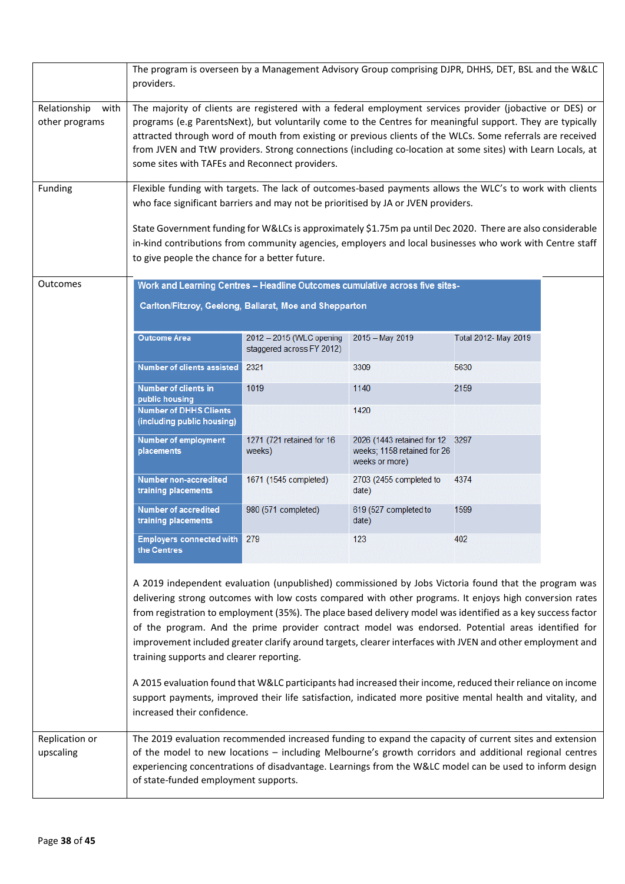| | |
|---|---|
| | The program is overseen by a Management Advisory Group comprising DJPR, DHHS, DET, BSL and the W&LC providers. |
| Relationship with other programs | The majority of clients are registered with a federal employment services provider (jobactive or DES) or programs (e.g ParentsNext), but voluntarily come to the Centres for meaningful support. They are typically attracted through word of mouth from existing or previous clients of the WLCs. Some referrals are received from JVEN and TtW providers. Strong connections (including co-location at some sites) with Learn Locals, at some sites with TAFEs and Reconnect providers. |
| Funding | Flexible funding with targets. The lack of outcomes-based payments allows the WLC's to work with clients who face significant barriers and may not be prioritised by JA or JVEN providers.<br><br>State Government funding for W&LCs is approximately $1.75m pa until Dec 2020. There are also considerable in-kind contributions from community agencies, employers and local businesses who work with Centre staff to give people the chance for a better future. |
| Outcomes | (see table and text below) |
| Replication or upscaling | The 2019 evaluation recommended increased funding to expand the capacity of current sites and extension of the model to new locations – including Melbourne's growth corridors and additional regional centres experiencing concentrations of disadvantage. Learnings from the W&LC model can be used to inform design of state-funded employment supports. |

**Work and Learning Centres – Headline Outcomes cumulative across five sites- Carlton/Fitzroy, Geelong, Ballarat, Moe and Shepparton**

| Outcome Area | 2012 – 2015 (WLC opening staggered across FY 2012) | 2015 – May 2019 | Total 2012- May 2019 |
|---|---|---|---|
| Number of clients assisted | 2321 | 3309 | 5630 |
| Number of clients in public housing | 1019 | 1140 | 2159 |
| Number of DHHS Clients (including public housing) | | 1420 | |
| Number of employment placements | 1271 (721 retained for 16 weeks) | 2026 (1443 retained for 12 weeks; 1158 retained for 26 weeks or more) | 3297 |
| Number non-accredited training placements | 1671 (1545 completed) | 2703 (2455 completed to date) | 4374 |
| Number of accredited training placements | 980 (571 completed) | 619 (527 completed to date) | 1599 |
| Employers connected with the Centres | 279 | 123 | 402 |

A 2019 independent evaluation (unpublished) commissioned by Jobs Victoria found that the program was delivering strong outcomes with low costs compared with other programs. It enjoys high conversion rates from registration to employment (35%). The place based delivery model was identified as a key success factor of the program. And the prime provider contract model was endorsed. Potential areas identified for improvement included greater clarify around targets, clearer interfaces with JVEN and other employment and training supports and clearer reporting.

A 2015 evaluation found that W&LC participants had increased their income, reduced their reliance on income support payments, improved their life satisfaction, indicated more positive mental health and vitality, and increased their confidence.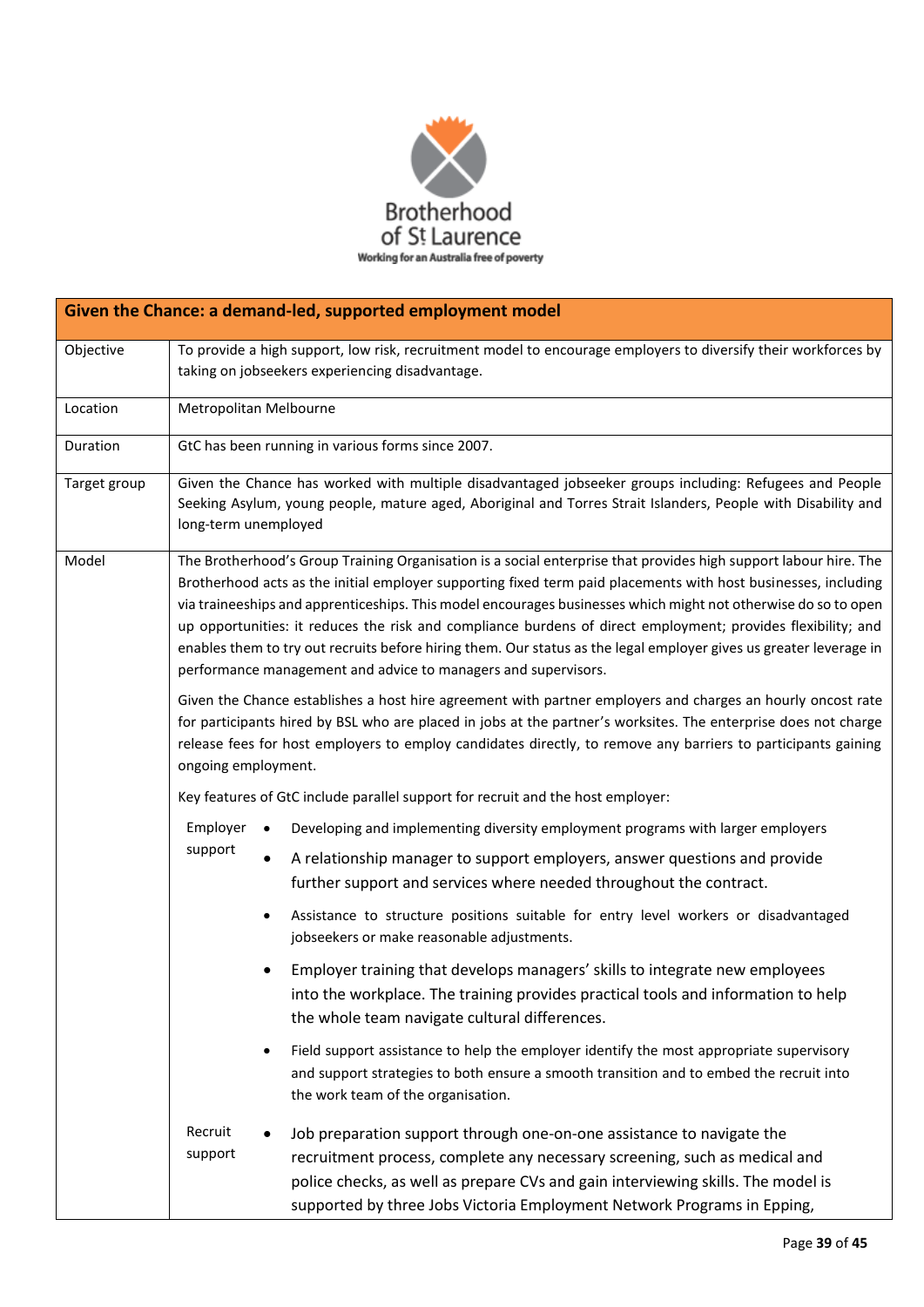| Given the Chance: a demand-led, supported employment model | |
|---|---|
| Objective | To provide a high support, low risk, recruitment model to encourage employers to diversify their workforces by taking on jobseekers experiencing disadvantage. |
| Location | Metropolitan Melbourne |
| Duration | GtC has been running in various forms since 2007. |
| Target group | Given the Chance has worked with multiple disadvantaged jobseeker groups including: Refugees and People Seeking Asylum, young people, mature aged, Aboriginal and Torres Strait Islanders, People with Disability and long-term unemployed |
| Model | The Brotherhood's Group Training Organisation is a social enterprise that provides high support labour hire. The Brotherhood acts as the initial employer supporting fixed term paid placements with host businesses, including via traineeships and apprenticeships. This model encourages businesses which might not otherwise do so to open up opportunities: it reduces the risk and compliance burdens of direct employment; provides flexibility; and enables them to try out recruits before hiring them. Our status as the legal employer gives us greater leverage in performance management and advice to managers and supervisors.<br><br>Given the Chance establishes a host hire agreement with partner employers and charges an hourly oncost rate for participants hired by BSL who are placed in jobs at the partner's worksites. The enterprise does not charge release fees for host employers to employ candidates directly, to remove any barriers to participants gaining ongoing employment.<br><br>Key features of GtC include parallel support for recruit and the host employer:<br><br>**Employer support**<br>• Developing and implementing diversity employment programs with larger employers<br>• A relationship manager to support employers, answer questions and provide further support and services where needed throughout the contract.<br>• Assistance to structure positions suitable for entry level workers or disadvantaged jobseekers or make reasonable adjustments.<br>• Employer training that develops managers' skills to integrate new employees into the workplace. The training provides practical tools and information to help the whole team navigate cultural differences.<br>• Field support assistance to help the employer identify the most appropriate supervisory and support strategies to both ensure a smooth transition and to embed the recruit into the work team of the organisation.<br><br>**Recruit support**<br>• Job preparation support through one-on-one assistance to navigate the recruitment process, complete any necessary screening, such as medical and police checks, as well as prepare CVs and gain interviewing skills. The model is supported by three Jobs Victoria Employment Network Programs in Epping, |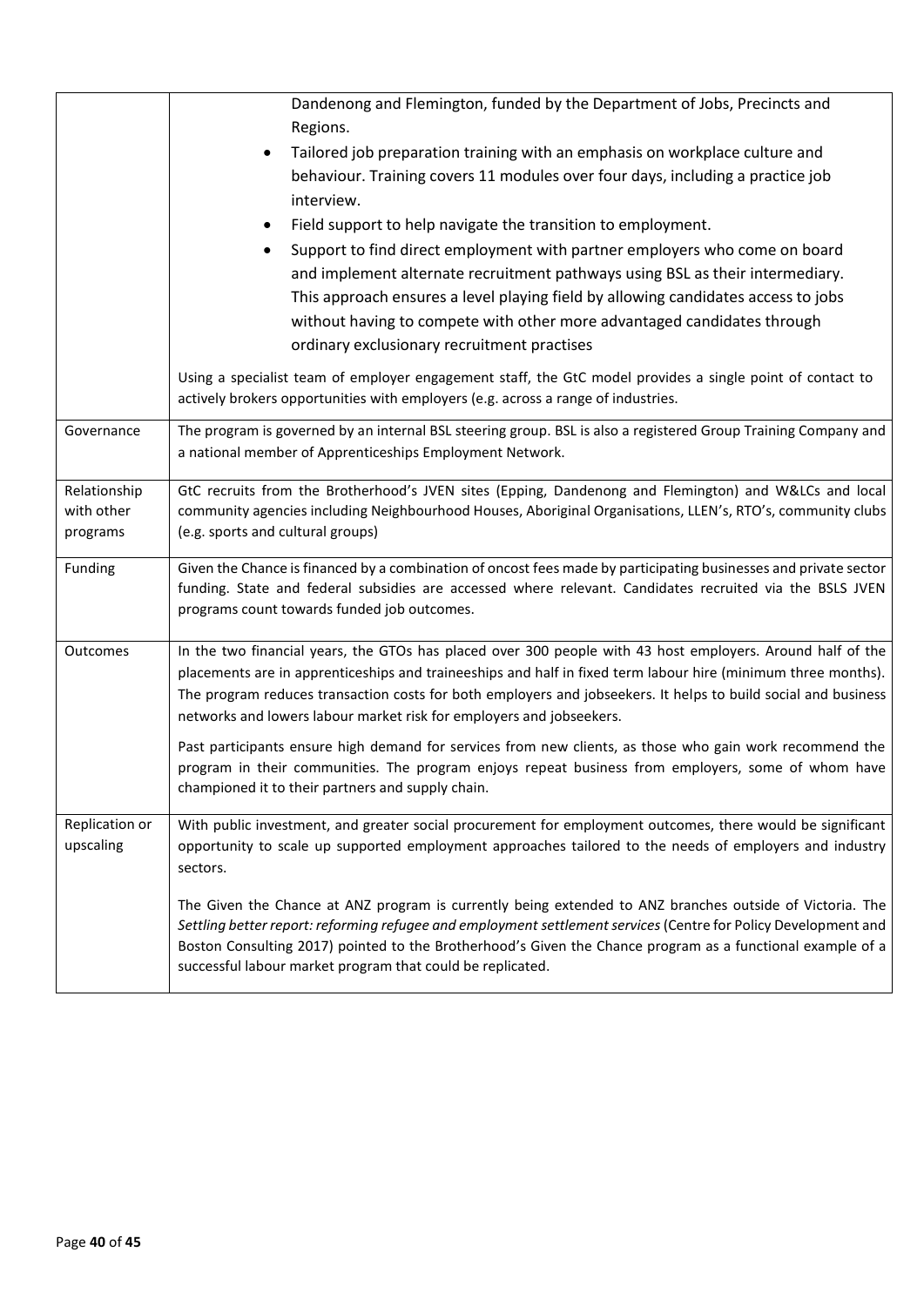| | |
|---|---|
| | Dandenong and Flemington, funded by the Department of Jobs, Precincts and Regions.<br>• Tailored job preparation training with an emphasis on workplace culture and behaviour. Training covers 11 modules over four days, including a practice job interview.<br>• Field support to help navigate the transition to employment.<br>• Support to find direct employment with partner employers who come on board and implement alternate recruitment pathways using BSL as their intermediary. This approach ensures a level playing field by allowing candidates access to jobs without having to compete with other more advantaged candidates through ordinary exclusionary recruitment practises<br><br>Using a specialist team of employer engagement staff, the GtC model provides a single point of contact to actively brokers opportunities with employers (e.g. across a range of industries. |
| Governance | The program is governed by an internal BSL steering group. BSL is also a registered Group Training Company and a national member of Apprenticeships Employment Network. |
| Relationship with other programs | GtC recruits from the Brotherhood's JVEN sites (Epping, Dandenong and Flemington) and W&LCs and local community agencies including Neighbourhood Houses, Aboriginal Organisations, LLEN's, RTO's, community clubs (e.g. sports and cultural groups) |
| Funding | Given the Chance is financed by a combination of oncost fees made by participating businesses and private sector funding. State and federal subsidies are accessed where relevant. Candidates recruited via the BSLS JVEN programs count towards funded job outcomes. |
| Outcomes | In the two financial years, the GTOs has placed over 300 people with 43 host employers. Around half of the placements are in apprenticeships and traineeships and half in fixed term labour hire (minimum three months). The program reduces transaction costs for both employers and jobseekers. It helps to build social and business networks and lowers labour market risk for employers and jobseekers.<br><br>Past participants ensure high demand for services from new clients, as those who gain work recommend the program in their communities. The program enjoys repeat business from employers, some of whom have championed it to their partners and supply chain. |
| Replication or upscaling | With public investment, and greater social procurement for employment outcomes, there would be significant opportunity to scale up supported employment approaches tailored to the needs of employers and industry sectors.<br><br>The Given the Chance at ANZ program is currently being extended to ANZ branches outside of Victoria. The *Settling better report: reforming refugee and employment settlement services* (Centre for Policy Development and Boston Consulting 2017) pointed to the Brotherhood's Given the Chance program as a functional example of a successful labour market program that could be replicated. |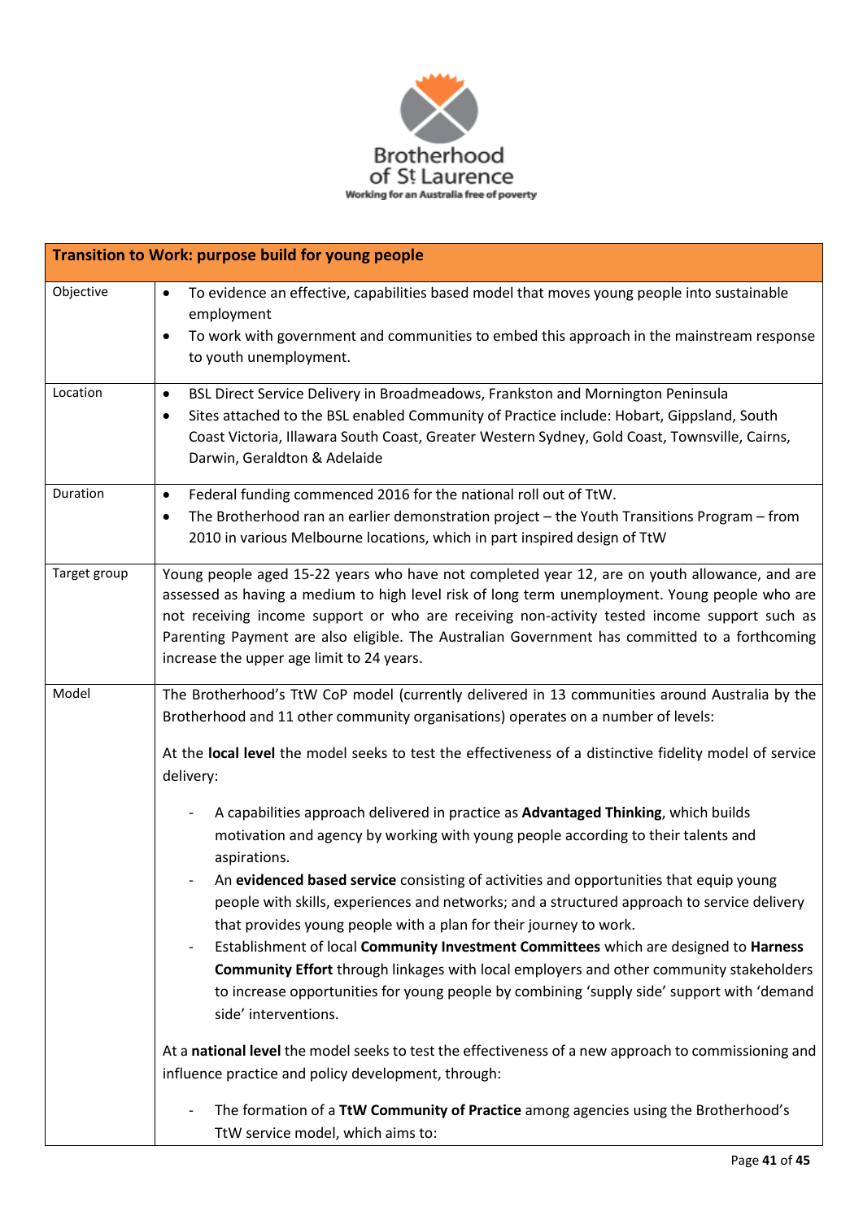Brotherhood of St Laurence
Working for an Australia free of poverty

| Transition to Work: purpose build for young people | |
|---|---|
| Objective | • To evidence an effective, capabilities based model that moves young people into sustainable employment<br>• To work with government and communities to embed this approach in the mainstream response to youth unemployment. |
| Location | • BSL Direct Service Delivery in Broadmeadows, Frankston and Mornington Peninsula<br>• Sites attached to the BSL enabled Community of Practice include: Hobart, Gippsland, South Coast Victoria, Illawara South Coast, Greater Western Sydney, Gold Coast, Townsville, Cairns, Darwin, Geraldton & Adelaide |
| Duration | • Federal funding commenced 2016 for the national roll out of TtW.<br>• The Brotherhood ran an earlier demonstration project – the Youth Transitions Program – from 2010 in various Melbourne locations, which in part inspired design of TtW |
| Target group | Young people aged 15-22 years who have not completed year 12, are on youth allowance, and are assessed as having a medium to high level risk of long term unemployment. Young people who are not receiving income support or who are receiving non-activity tested income support such as Parenting Payment are also eligible. The Australian Government has committed to a forthcoming increase the upper age limit to 24 years. |
| Model | The Brotherhood's TtW CoP model (currently delivered in 13 communities around Australia by the Brotherhood and 11 other community organisations) operates on a number of levels:<br><br>At the **local level** the model seeks to test the effectiveness of a distinctive fidelity model of service delivery:<br><br>- A capabilities approach delivered in practice as **Advantaged Thinking**, which builds motivation and agency by working with young people according to their talents and aspirations.<br>- An **evidenced based service** consisting of activities and opportunities that equip young people with skills, experiences and networks; and a structured approach to service delivery that provides young people with a plan for their journey to work.<br>- Establishment of local **Community Investment Committees** which are designed to **Harness Community Effort** through linkages with local employers and other community stakeholders to increase opportunities for young people by combining 'supply side' support with 'demand side' interventions.<br><br>At a **national level** the model seeks to test the effectiveness of a new approach to commissioning and influence practice and policy development, through:<br><br>- The formation of a **TtW Community of Practice** among agencies using the Brotherhood's TtW service model, which aims to: |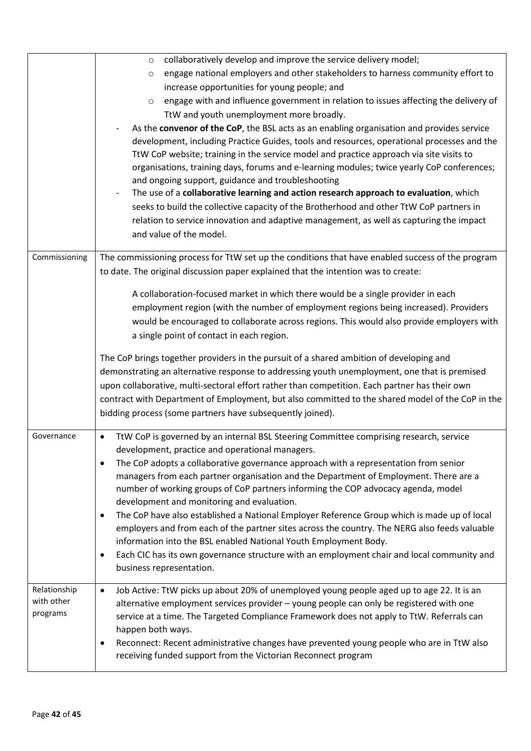| | |
|---|---|
| | ○ collaboratively develop and improve the service delivery model;<br>○ engage national employers and other stakeholders to harness community effort to increase opportunities for young people; and<br>○ engage with and influence government in relation to issues affecting the delivery of TtW and youth unemployment more broadly.<br>- As the **convenor of the CoP**, the BSL acts as an enabling organisation and provides service development, including Practice Guides, tools and resources, operational processes and the TtW CoP website; training in the service model and practice approach via site visits to organisations, training days, forums and e-learning modules; twice yearly CoP conferences; and ongoing support, guidance and troubleshooting<br>- The use of a **collaborative learning and action research approach to evaluation**, which seeks to build the collective capacity of the Brotherhood and other TtW CoP partners in relation to service innovation and adaptive management, as well as capturing the impact and value of the model. |
| Commissioning | The commissioning process for TtW set up the conditions that have enabled success of the program to date. The original discussion paper explained that the intention was to create:<br><br>A collaboration-focused market in which there would be a single provider in each employment region (with the number of employment regions being increased). Providers would be encouraged to collaborate across regions. This would also provide employers with a single point of contact in each region.<br><br>The CoP brings together providers in the pursuit of a shared ambition of developing and demonstrating an alternative response to addressing youth unemployment, one that is premised upon collaborative, multi-sectoral effort rather than competition. Each partner has their own contract with Department of Employment, but also committed to the shared model of the CoP in the bidding process (some partners have subsequently joined). |
| Governance | • TtW CoP is governed by an internal BSL Steering Committee comprising research, service development, practice and operational managers.<br>• The CoP adopts a collaborative governance approach with a representation from senior managers from each partner organisation and the Department of Employment. There are a number of working groups of CoP partners informing the COP advocacy agenda, model development and monitoring and evaluation.<br>• The CoP have also established a National Employer Reference Group which is made up of local employers and from each of the partner sites across the country. The NERG also feeds valuable information into the BSL enabled National Youth Employment Body.<br>• Each CIC has its own governance structure with an employment chair and local community and business representation. |
| Relationship with other programs | • Job Active: TtW picks up about 20% of unemployed young people aged up to age 22. It is an alternative employment services provider – young people can only be registered with one service at a time. The Targeted Compliance Framework does not apply to TtW. Referrals can happen both ways.<br>• Reconnect: Recent administrative changes have prevented young people who are in TtW also receiving funded support from the Victorian Reconnect program |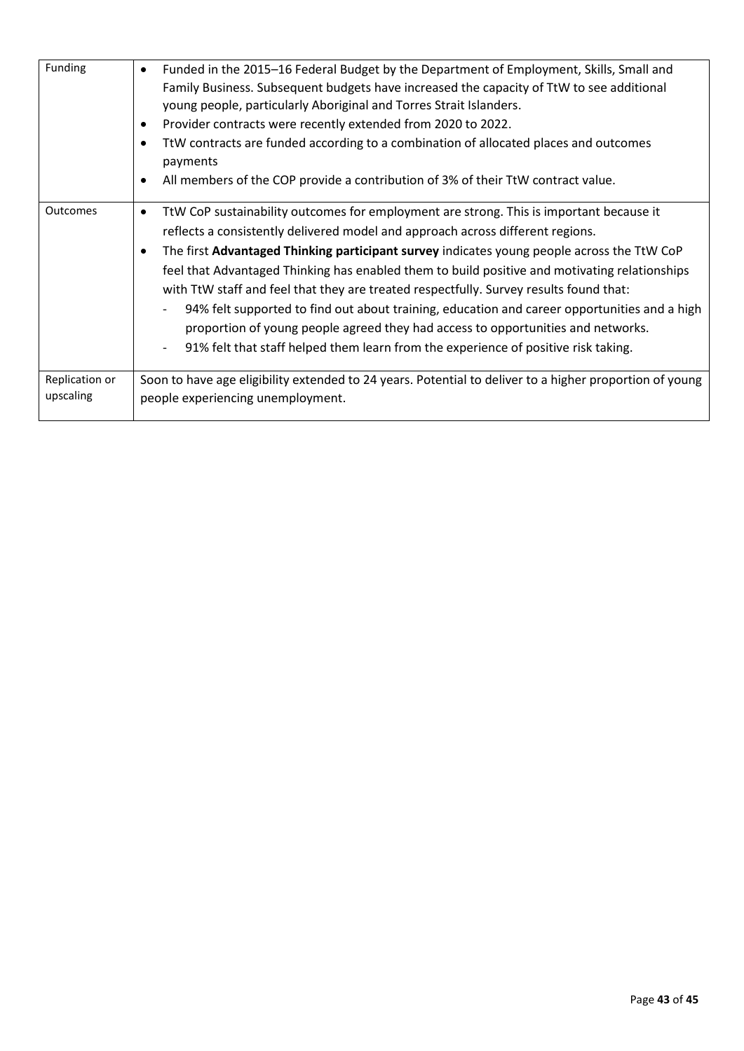| | |
|---|---|
| Funding | • Funded in the 2015–16 Federal Budget by the Department of Employment, Skills, Small and Family Business. Subsequent budgets have increased the capacity of TtW to see additional young people, particularly Aboriginal and Torres Strait Islanders.<br>• Provider contracts were recently extended from 2020 to 2022.<br>• TtW contracts are funded according to a combination of allocated places and outcomes payments<br>• All members of the COP provide a contribution of 3% of their TtW contract value. |
| Outcomes | • TtW CoP sustainability outcomes for employment are strong. This is important because it reflects a consistently delivered model and approach across different regions.<br>• The first **Advantaged Thinking participant survey** indicates young people across the TtW CoP feel that Advantaged Thinking has enabled them to build positive and motivating relationships with TtW staff and feel that they are treated respectfully. Survey results found that:<br>- 94% felt supported to find out about training, education and career opportunities and a high proportion of young people agreed they had access to opportunities and networks.<br>- 91% felt that staff helped them learn from the experience of positive risk taking. |
| Replication or upscaling | Soon to have age eligibility extended to 24 years. Potential to deliver to a higher proportion of young people experiencing unemployment. |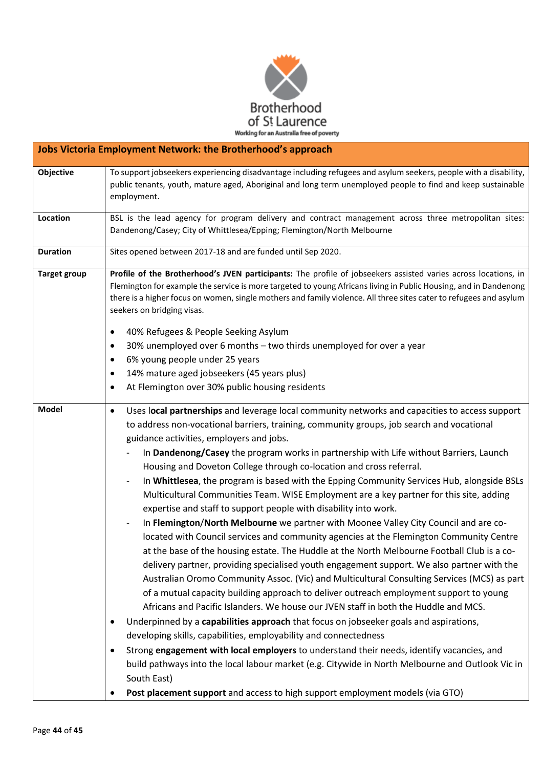| Jobs Victoria Employment Network: the Brotherhood's approach | |
|---|---|
| **Objective** | To support jobseekers experiencing disadvantage including refugees and asylum seekers, people with a disability, public tenants, youth, mature aged, Aboriginal and long term unemployed people to find and keep sustainable employment. |
| **Location** | BSL is the lead agency for program delivery and contract management across three metropolitan sites: Dandenong/Casey; City of Whittlesea/Epping; Flemington/North Melbourne |
| **Duration** | Sites opened between 2017-18 and are funded until Sep 2020. |
| **Target group** | **Profile of the Brotherhood's JVEN participants:** The profile of jobseekers assisted varies across locations, in Flemington for example the service is more targeted to young Africans living in Public Housing, and in Dandenong there is a higher focus on women, single mothers and family violence. All three sites cater to refugees and asylum seekers on bridging visas.<br><br>• 40% Refugees & People Seeking Asylum<br>• 30% unemployed over 6 months – two thirds unemployed for over a year<br>• 6% young people under 25 years<br>• 14% mature aged jobseekers (45 years plus)<br>• At Flemington over 30% public housing residents |
| **Model** | • Uses l**ocal partnerships** and leverage local community networks and capacities to access support to address non-vocational barriers, training, community groups, job search and vocational guidance activities, employers and jobs.<br>&nbsp;&nbsp;- In **Dandenong/Casey** the program works in partnership with Life without Barriers, Launch Housing and Doveton College through co-location and cross referral.<br>&nbsp;&nbsp;- In **Whittlesea**, the program is based with the Epping Community Services Hub, alongside BSLs Multicultural Communities Team. WISE Employment are a key partner for this site, adding expertise and staff to support people with disability into work.<br>&nbsp;&nbsp;- In **Flemington**/**North Melbourne** we partner with Moonee Valley City Council and are co-located with Council services and community agencies at the Flemington Community Centre at the base of the housing estate. The Huddle at the North Melbourne Football Club is a co-delivery partner, providing specialised youth engagement support. We also partner with the Australian Oromo Community Assoc. (Vic) and Multicultural Consulting Services (MCS) as part of a mutual capacity building approach to deliver outreach employment support to young Africans and Pacific Islanders. We house our JVEN staff in both the Huddle and MCS.<br>• Underpinned by a **capabilities approach** that focus on jobseeker goals and aspirations, developing skills, capabilities, employability and connectedness<br>• Strong **engagement with local employers** to understand their needs, identify vacancies, and build pathways into the local labour market (e.g. Citywide in North Melbourne and Outlook Vic in South East)<br>• **Post placement support** and access to high support employment models (via GTO) |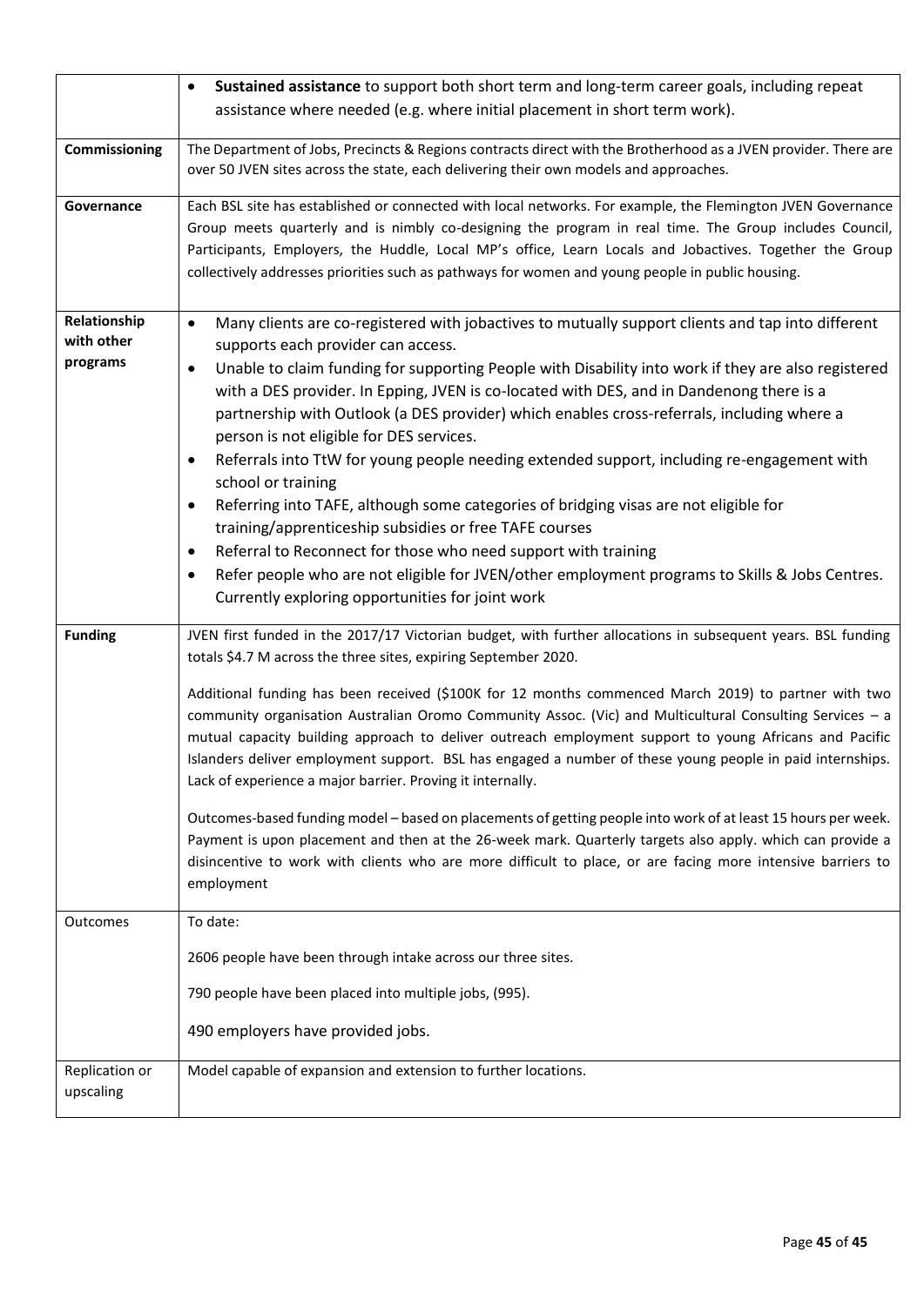| | |
|---|---|
| | • **Sustained assistance** to support both short term and long-term career goals, including repeat assistance where needed (e.g. where initial placement in short term work). |
| **Commissioning** | The Department of Jobs, Precincts & Regions contracts direct with the Brotherhood as a JVEN provider. There are over 50 JVEN sites across the state, each delivering their own models and approaches. |
| **Governance** | Each BSL site has established or connected with local networks. For example, the Flemington JVEN Governance Group meets quarterly and is nimbly co-designing the program in real time. The Group includes Council, Participants, Employers, the Huddle, Local MP's office, Learn Locals and Jobactives. Together the Group collectively addresses priorities such as pathways for women and young people in public housing. |
| **Relationship with other programs** | • Many clients are co-registered with jobactives to mutually support clients and tap into different supports each provider can access.<br>• Unable to claim funding for supporting People with Disability into work if they are also registered with a DES provider. In Epping, JVEN is co-located with DES, and in Dandenong there is a partnership with Outlook (a DES provider) which enables cross-referrals, including where a person is not eligible for DES services.<br>• Referrals into TtW for young people needing extended support, including re-engagement with school or training<br>• Referring into TAFE, although some categories of bridging visas are not eligible for training/apprenticeship subsidies or free TAFE courses<br>• Referral to Reconnect for those who need support with training<br>• Refer people who are not eligible for JVEN/other employment programs to Skills & Jobs Centres. Currently exploring opportunities for joint work |
| **Funding** | JVEN first funded in the 2017/17 Victorian budget, with further allocations in subsequent years. BSL funding totals $4.7 M across the three sites, expiring September 2020.<br><br>Additional funding has been received ($100K for 12 months commenced March 2019) to partner with two community organisation Australian Oromo Community Assoc. (Vic) and Multicultural Consulting Services – a mutual capacity building approach to deliver outreach employment support to young Africans and Pacific Islanders deliver employment support. BSL has engaged a number of these young people in paid internships. Lack of experience a major barrier. Proving it internally.<br><br>Outcomes-based funding model – based on placements of getting people into work of at least 15 hours per week. Payment is upon placement and then at the 26-week mark. Quarterly targets also apply. which can provide a disincentive to work with clients who are more difficult to place, or are facing more intensive barriers to employment |
| Outcomes | To date:<br><br>2606 people have been through intake across our three sites.<br><br>790 people have been placed into multiple jobs, (995).<br><br>490 employers have provided jobs. |
| Replication or upscaling | Model capable of expansion and extension to further locations. |